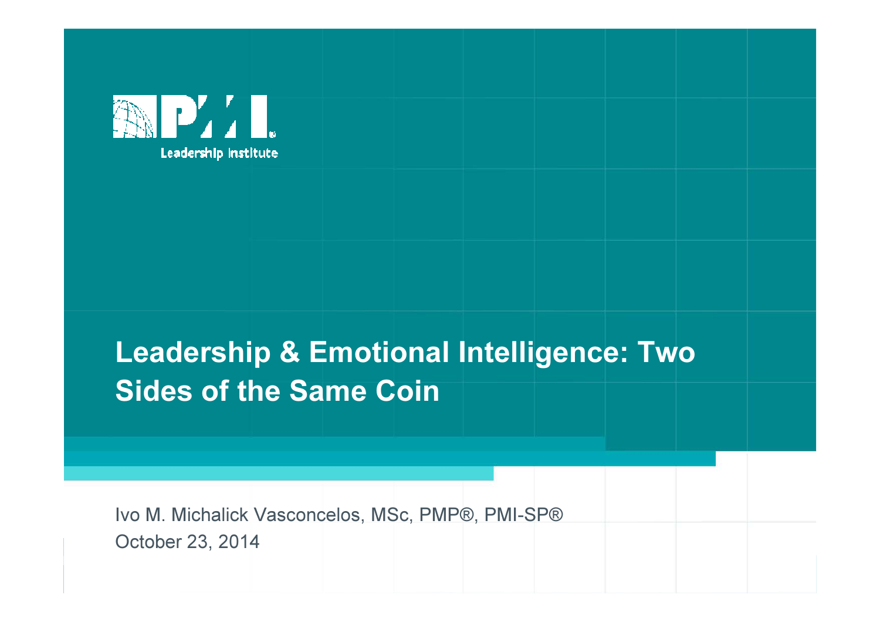PMI Leadership Institute

# Leadership & Emotional Intelligence: Two Sides of the Same Coin

Ivo M. Michalick Vasconcelos, MSc, PMP®, PMI-SP®

October 23, 2014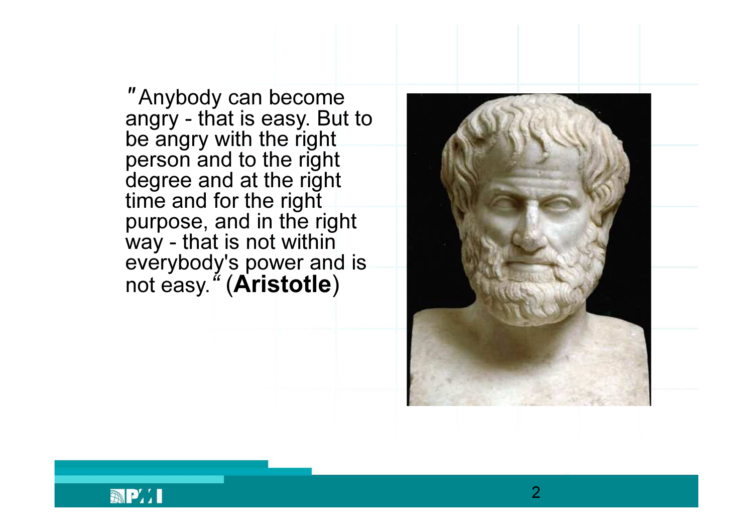"Anybody can become angry - that is easy. But to be angry with the right person and to the right degree and at the right time and for the right purpose, and in the right way - that is not within everybody's power and is not easy." (**Aristotle**)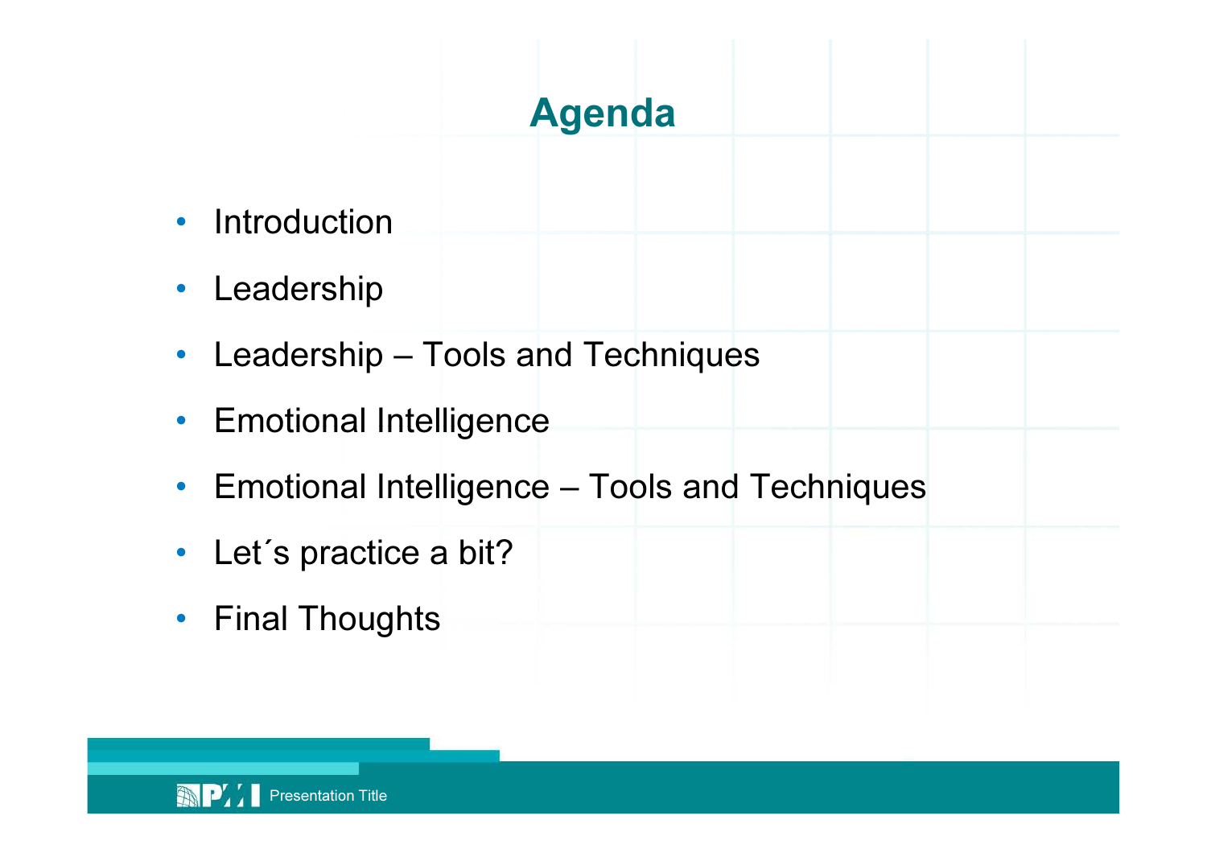# Agenda

- Introduction
- Leadership
- Leadership – Tools and Techniques
- Emotional Intelligence
- Emotional Intelligence – Tools and Techniques
- Let´s practice a bit?
- Final Thoughts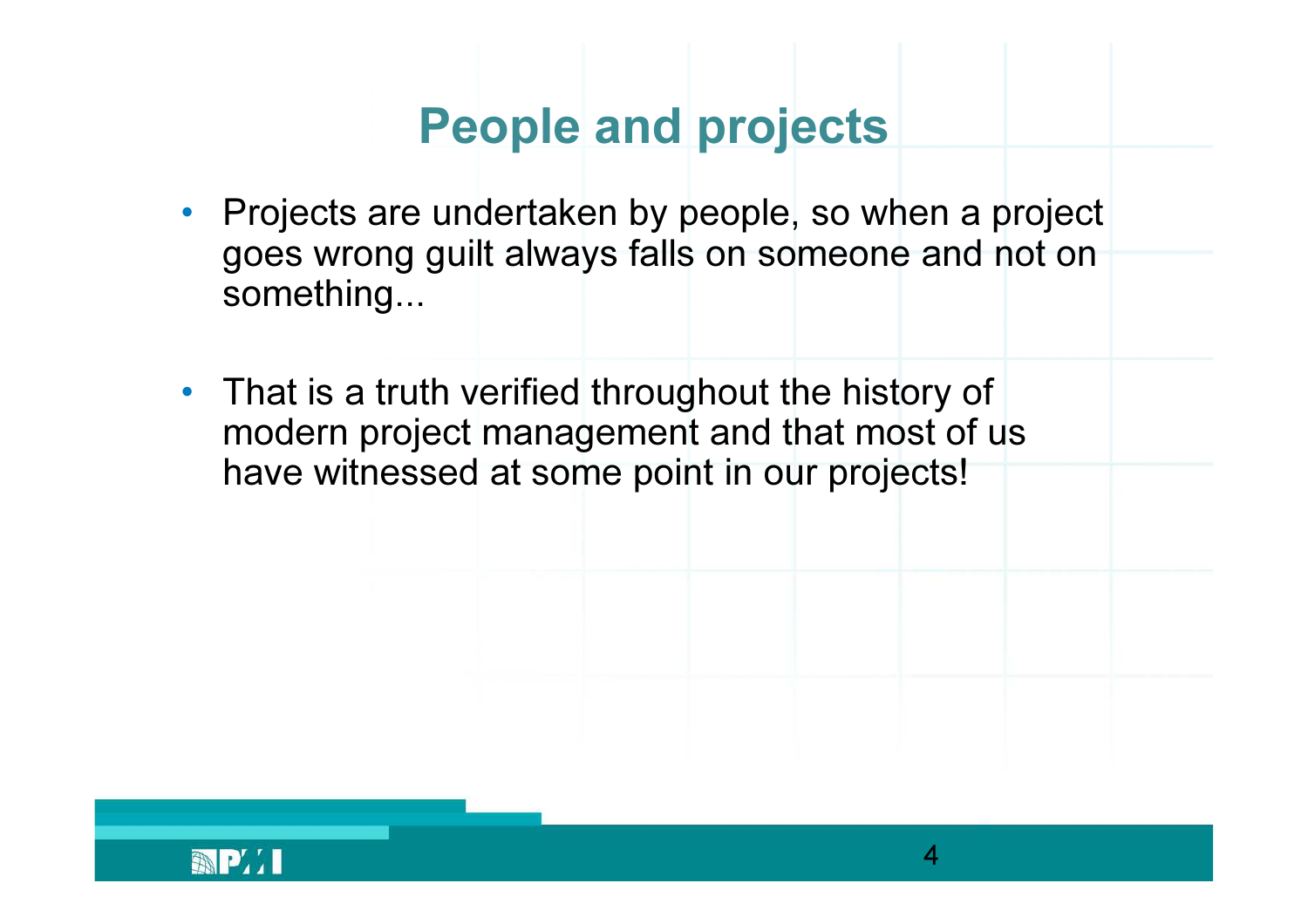# People and projects

- Projects are undertaken by people, so when a project goes wrong guilt always falls on someone and not on something...

- That is a truth verified throughout the history of modern project management and that most of us have witnessed at some point in our projects!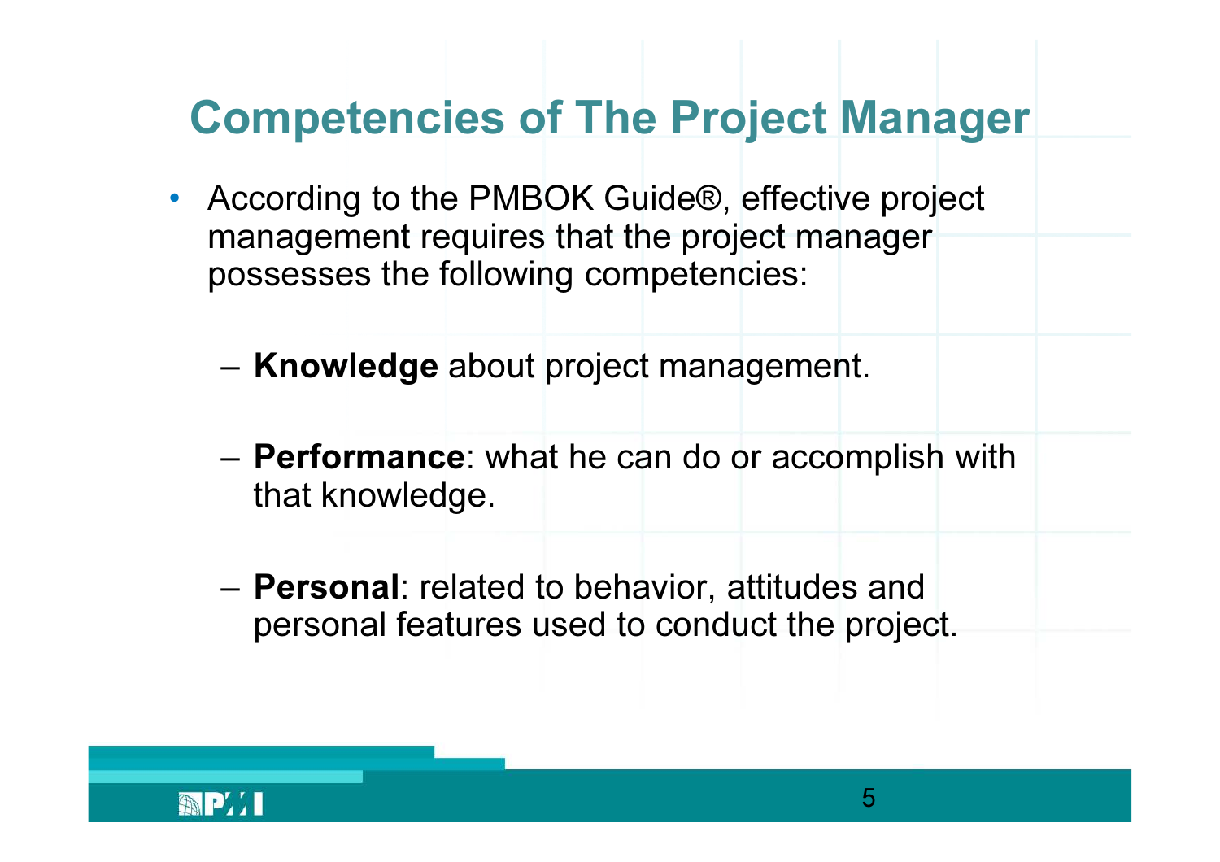# Competencies of The Project Manager

- According to the PMBOK Guide®, effective project management requires that the project manager possesses the following competencies:
  - **Knowledge** about project management.
  - **Performance**: what he can do or accomplish with that knowledge.
  - **Personal**: related to behavior, attitudes and personal features used to conduct the project.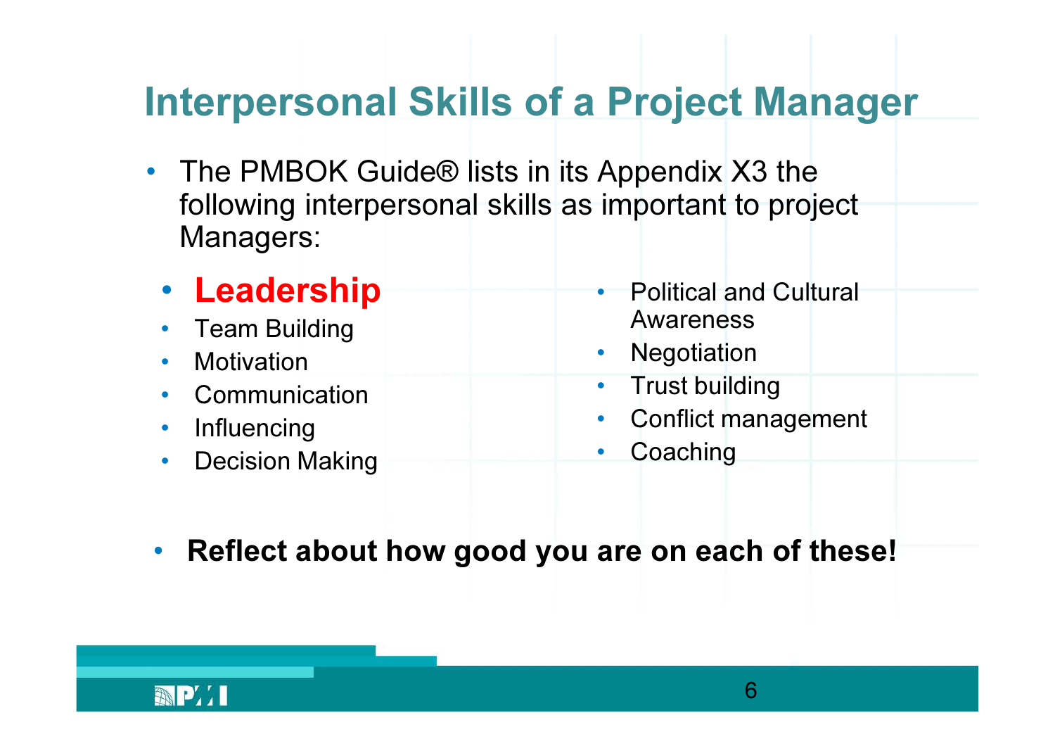# Interpersonal Skills of a Project Manager

- The PMBOK Guide® lists in its Appendix X3 the following interpersonal skills as important to project Managers:
  - **Leadership**
  - Team Building
  - Motivation
  - Communication
  - Influencing
  - Decision Making
  - Political and Cultural Awareness
  - Negotiation
  - Trust building
  - Conflict management
  - Coaching
- **Reflect about how good you are on each of these!**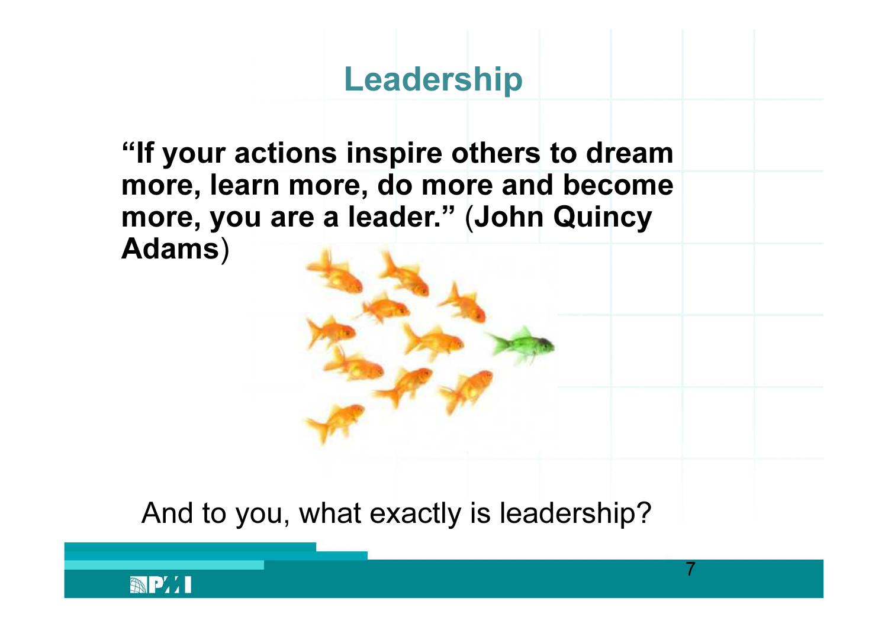# Leadership

**"If your actions inspire others to dream more, learn more, do more and become more, you are a leader." (John Quincy Adams)**

And to you, what exactly is leadership?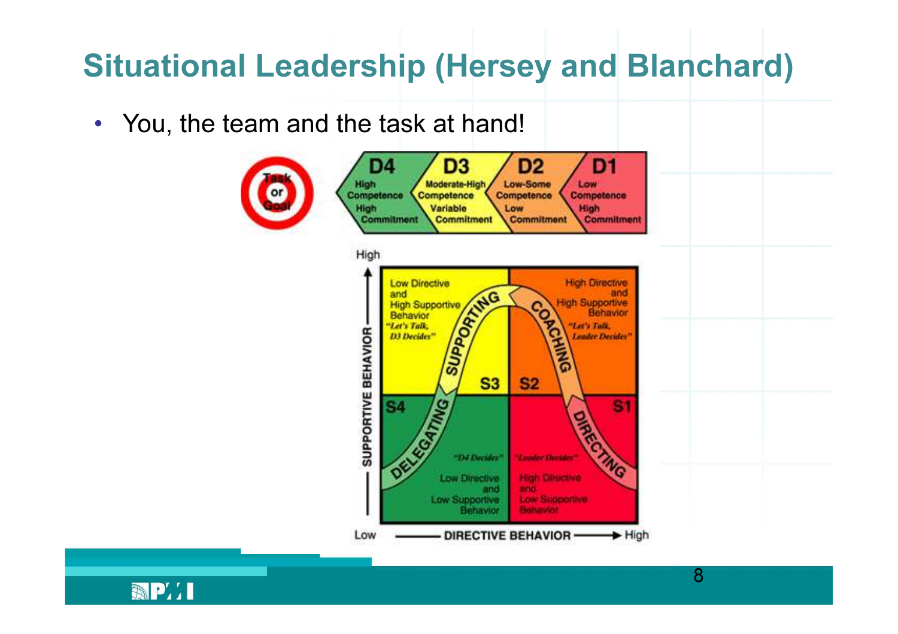# Situational Leadership (Hersey and Blanchard)

- You, the team and the task at hand!

Task or Goal

| D4 | D3 | D2 | D1 |
|---|---|---|---|
| High Competence High Commitment | Moderate-High Competence Variable Commitment | Low-Some Competence Low Commitment | Low Competence High Commitment |

High

SUPPORTIVE BEHAVIOR

| | |
|---|---|
| Low Directive and High Supportive Behavior *"Let's Talk, D3 Decides"* SUPPORTING S3 | High Directive and High Supportive Behavior *"Let's Talk, Leader Decides"* COACHING S2 |
| S4 DELEGATING *"D4 Decides"* Low Directive and Low Supportive Behavior | S1 DIRECTING *"Leader Decides"* High Directive and Low Supportive Behavior |

Low — DIRECTIVE BEHAVIOR → High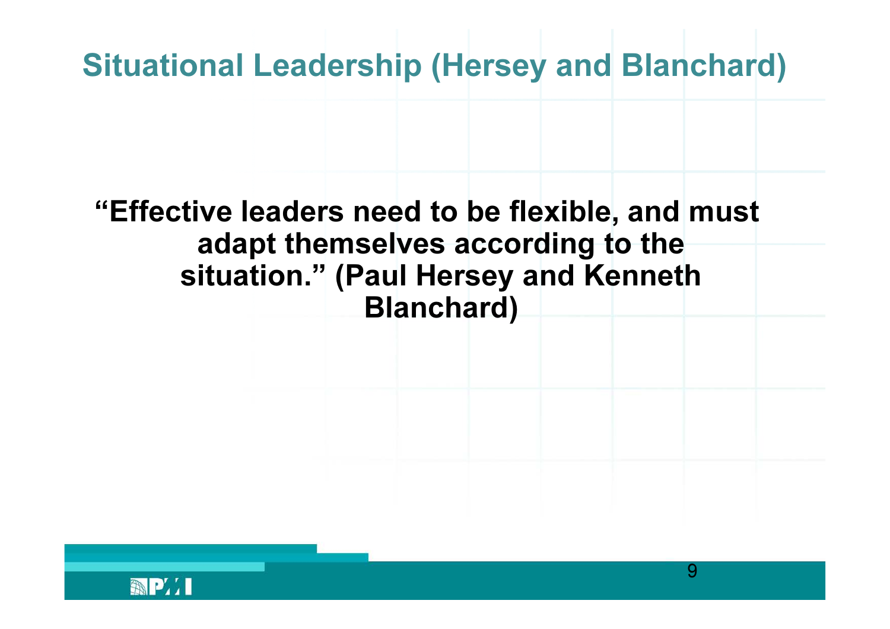# Situational Leadership (Hersey and Blanchard)

**“Effective leaders need to be flexible, and must adapt themselves according to the situation.” (Paul Hersey and Kenneth Blanchard)**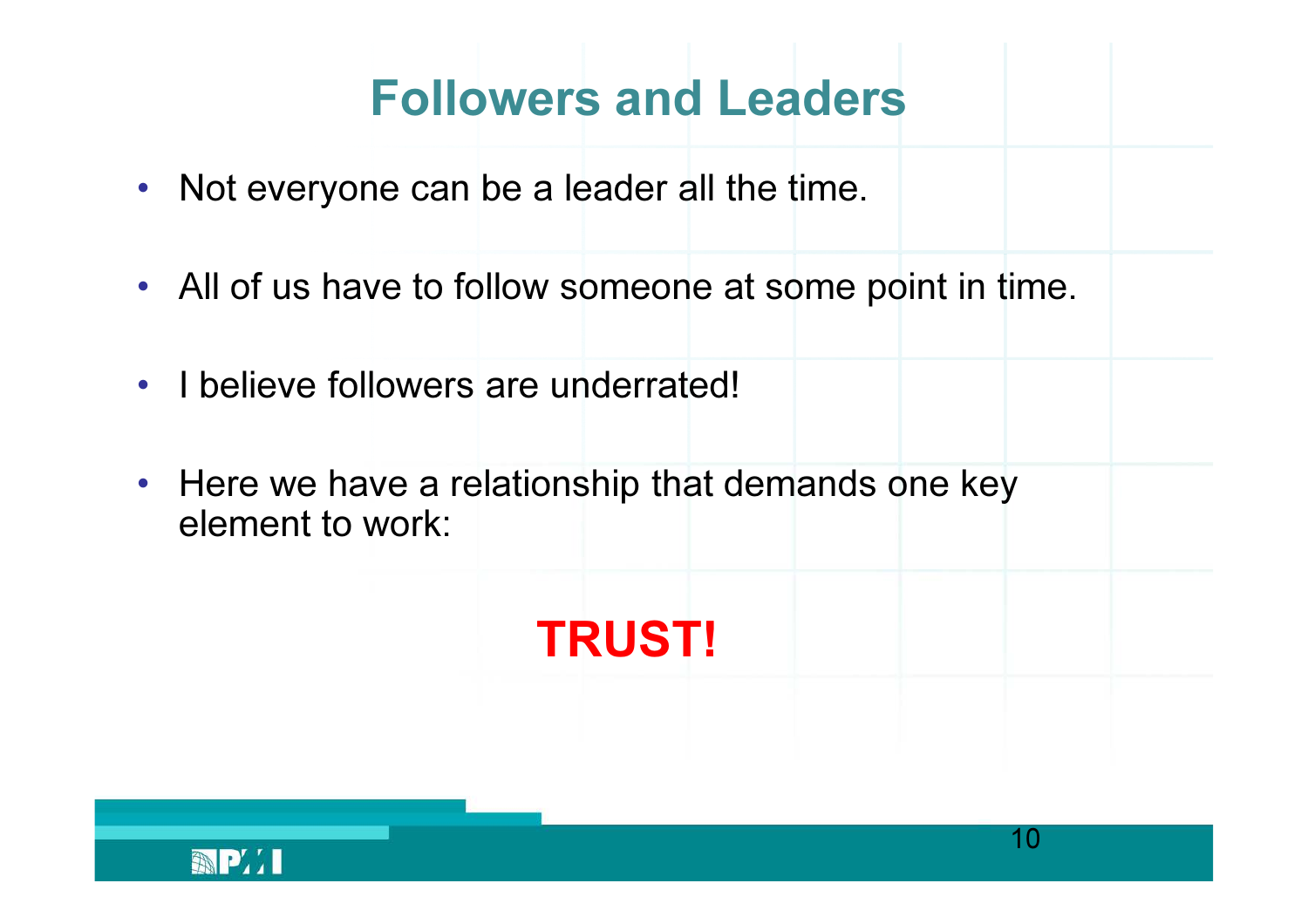# Followers and Leaders

- Not everyone can be a leader all the time.
- All of us have to follow someone at some point in time.
- I believe followers are underrated!
- Here we have a relationship that demands one key element to work:

**TRUST!**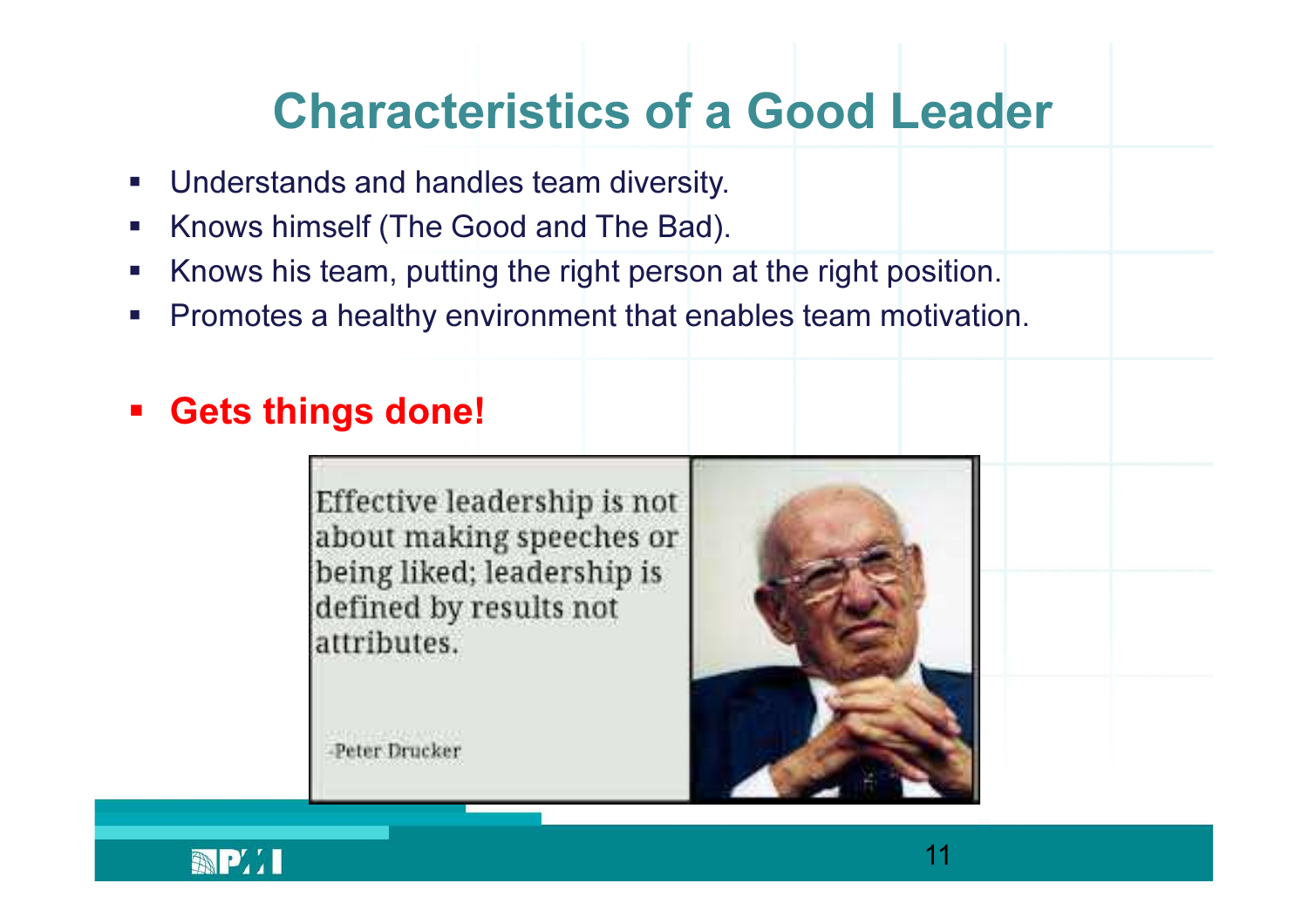# Characteristics of a Good Leader

- Understands and handles team diversity.
- Knows himself (The Good and The Bad).
- Knows his team, putting the right person at the right position.
- Promotes a healthy environment that enables team motivation.

- **Gets things done!**

Effective leadership is not about making speeches or being liked; leadership is defined by results not attributes.

-Peter Drucker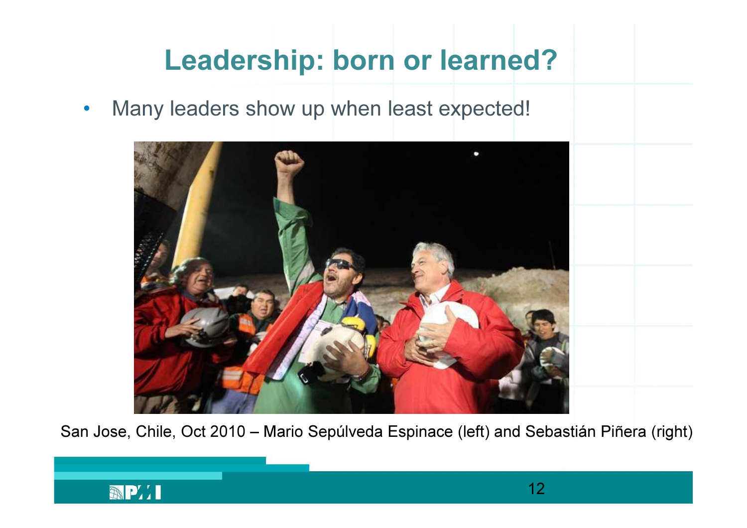# Leadership: born or learned?

- Many leaders show up when least expected!

San Jose, Chile, Oct 2010 – Mario Sepúlveda Espinace (left) and Sebastián Piñera (right)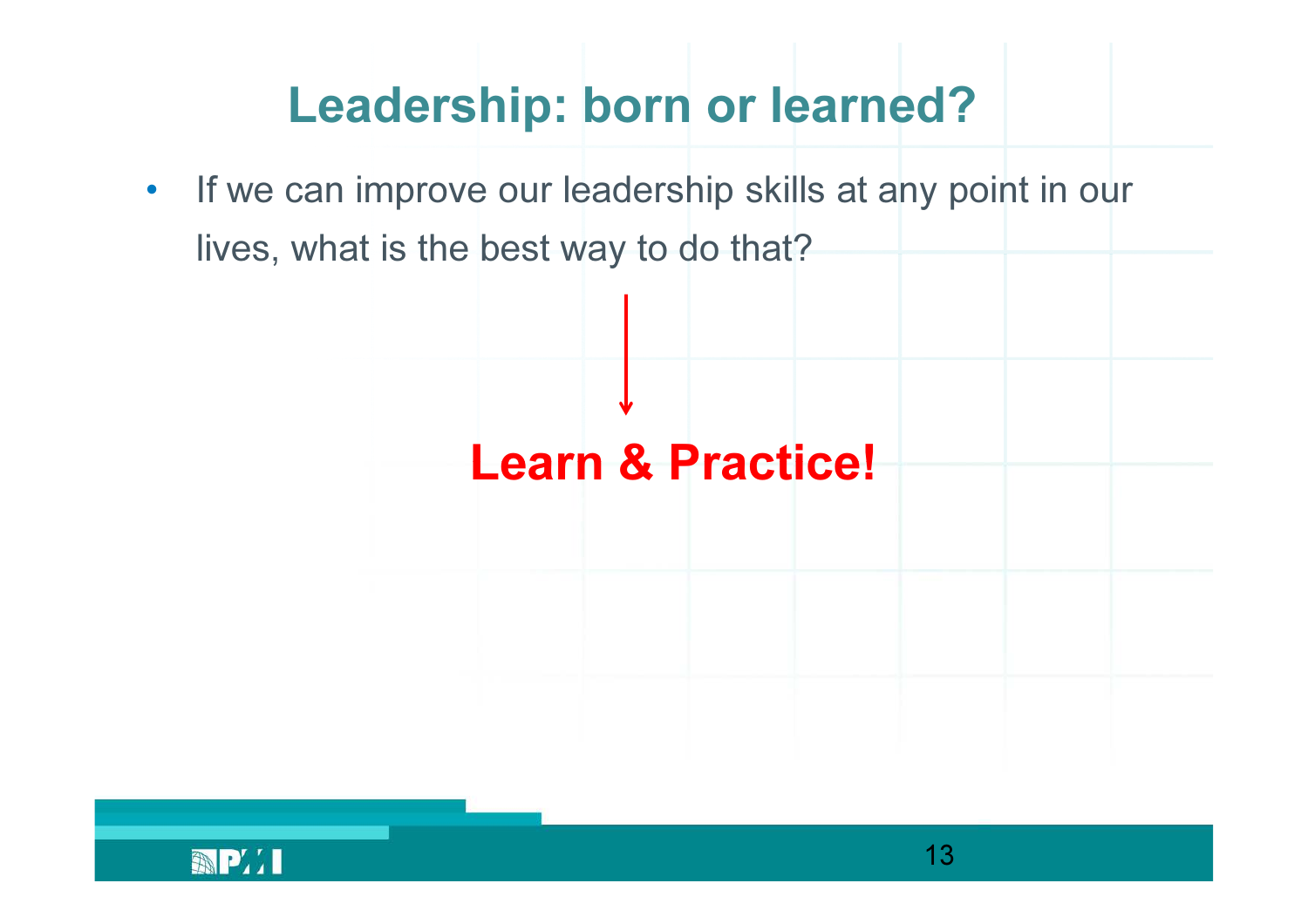# Leadership: born or learned?

- If we can improve our leadership skills at any point in our lives, what is the best way to do that?

↓

**Learn & Practice!**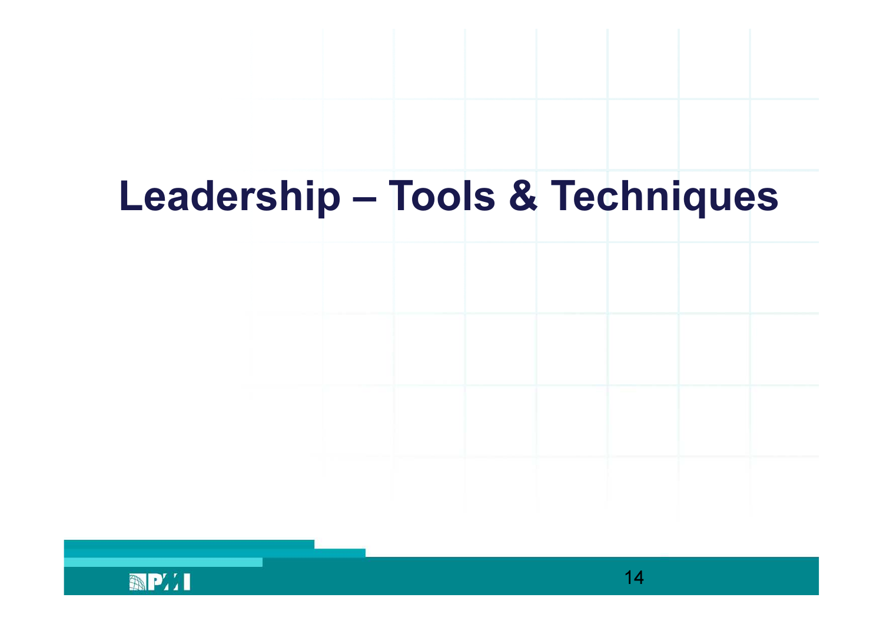# Leadership – Tools & Techniques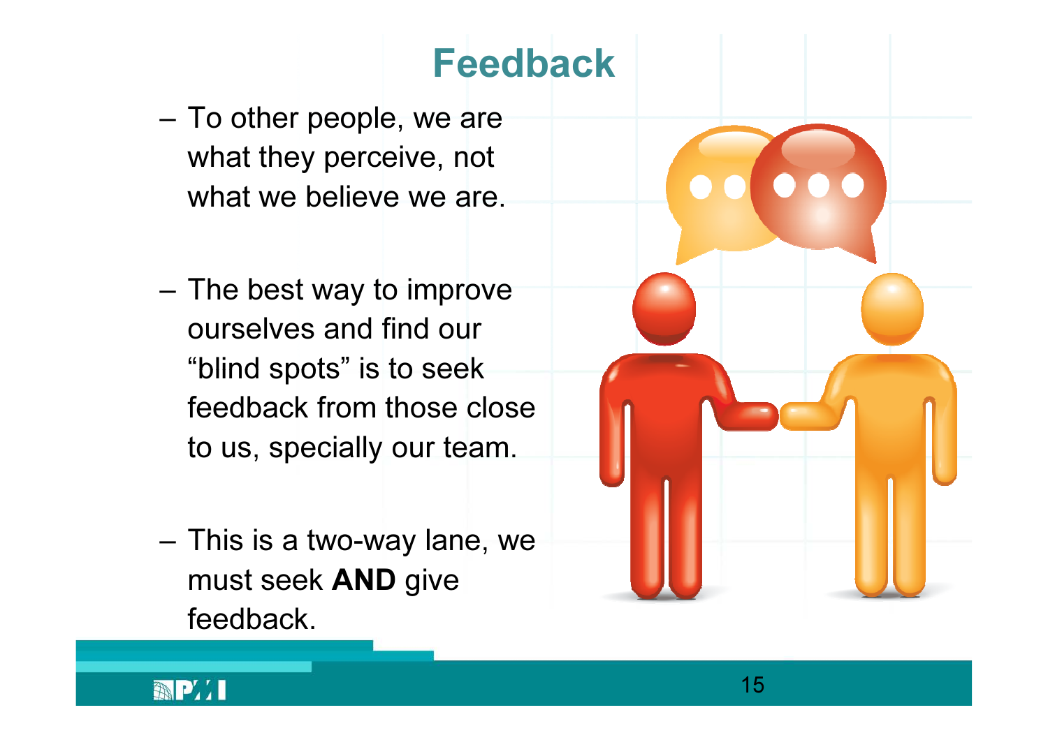# Feedback

- To other people, we are what they perceive, not what we believe we are.

- The best way to improve ourselves and find our “blind spots” is to seek feedback from those close to us, specially our team.

- This is a two-way lane, we must seek **AND** give feedback.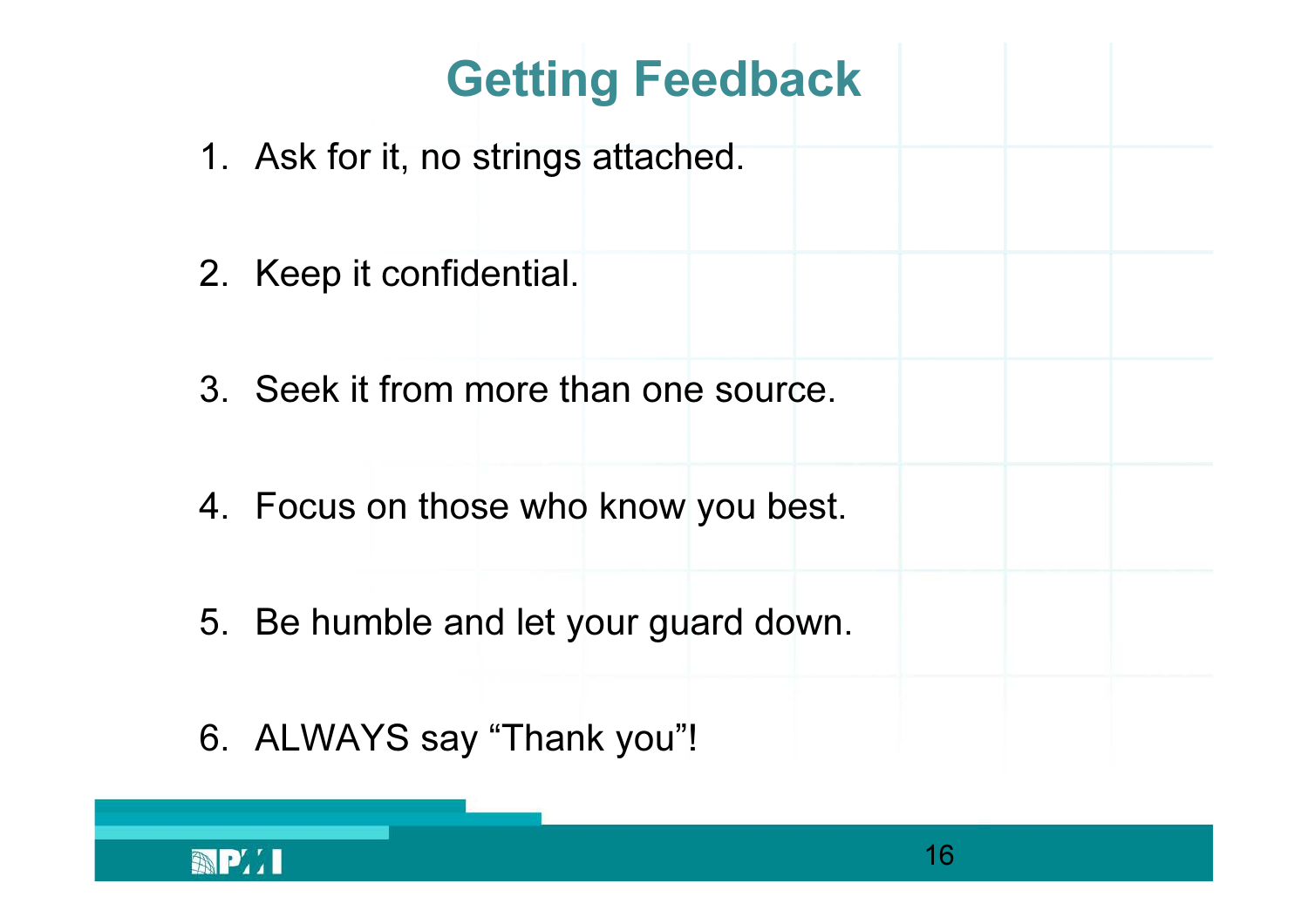# Getting Feedback

1. Ask for it, no strings attached.
2. Keep it confidential.
3. Seek it from more than one source.
4. Focus on those who know you best.
5. Be humble and let your guard down.
6. ALWAYS say “Thank you”!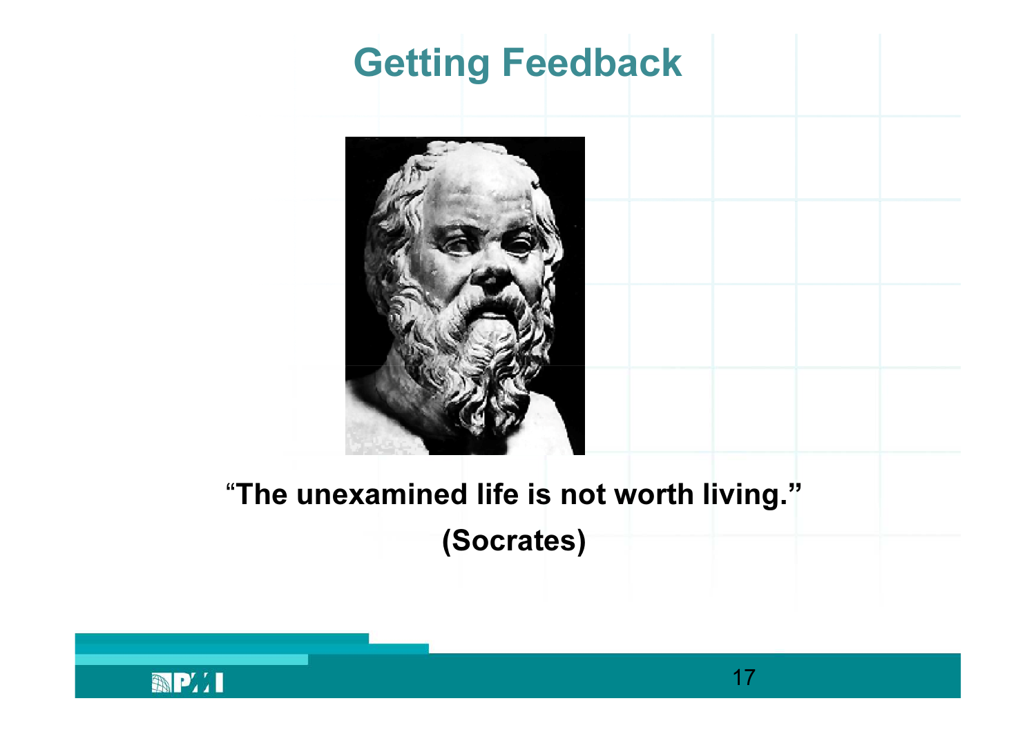# Getting Feedback

**“The unexamined life is not worth living.”**

**(Socrates)**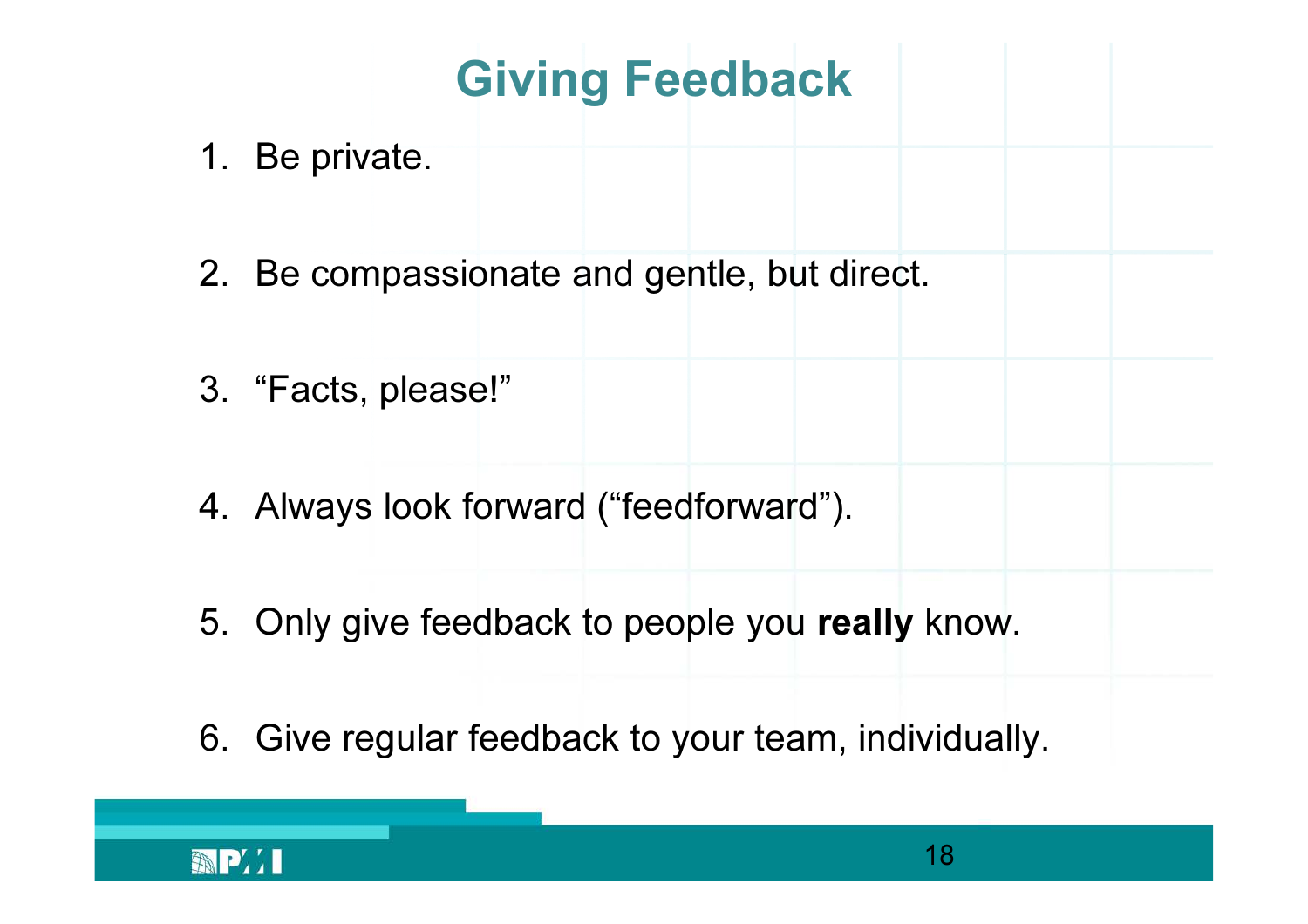# Giving Feedback

1. Be private.
2. Be compassionate and gentle, but direct.
3. “Facts, please!”
4. Always look forward (“feedforward”).
5. Only give feedback to people you **really** know.
6. Give regular feedback to your team, individually.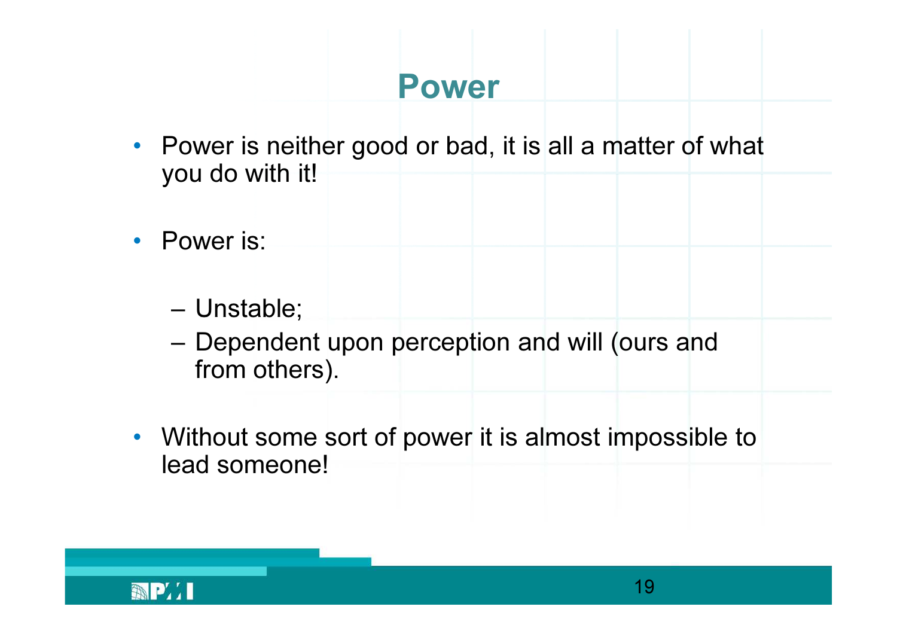# Power

- Power is neither good or bad, it is all a matter of what you do with it!

- Power is:

  - Unstable;
  - Dependent upon perception and will (ours and from others).

- Without some sort of power it is almost impossible to lead someone!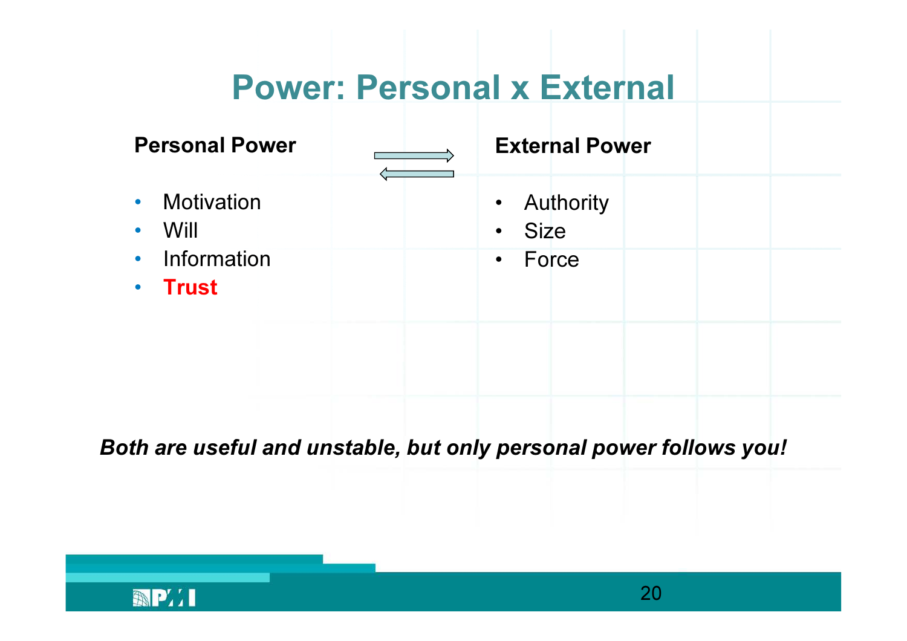# Power: Personal x External

**Personal Power**

- Motivation
- Will
- Information
- **Trust**

**External Power**

- Authority
- Size
- Force

***Both are useful and unstable, but only personal power follows you!***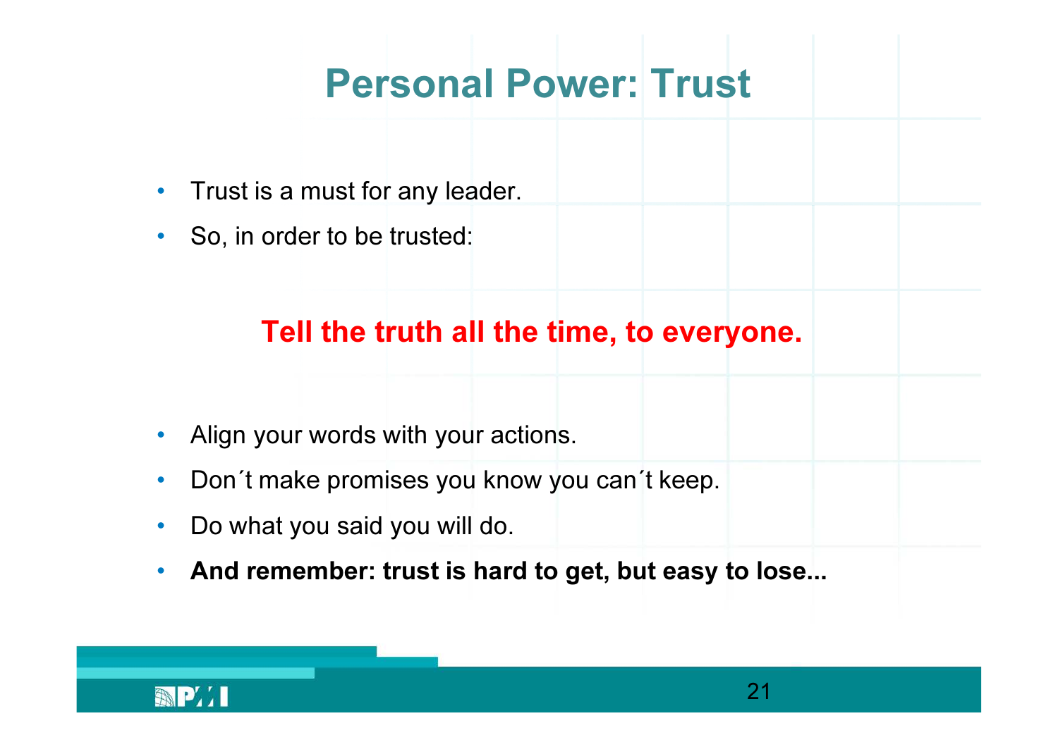# Personal Power: Trust

- Trust is a must for any leader.
- So, in order to be trusted:

**Tell the truth all the time, to everyone.**

- Align your words with your actions.
- Don´t make promises you know you can´t keep.
- Do what you said you will do.
- **And remember: trust is hard to get, but easy to lose...**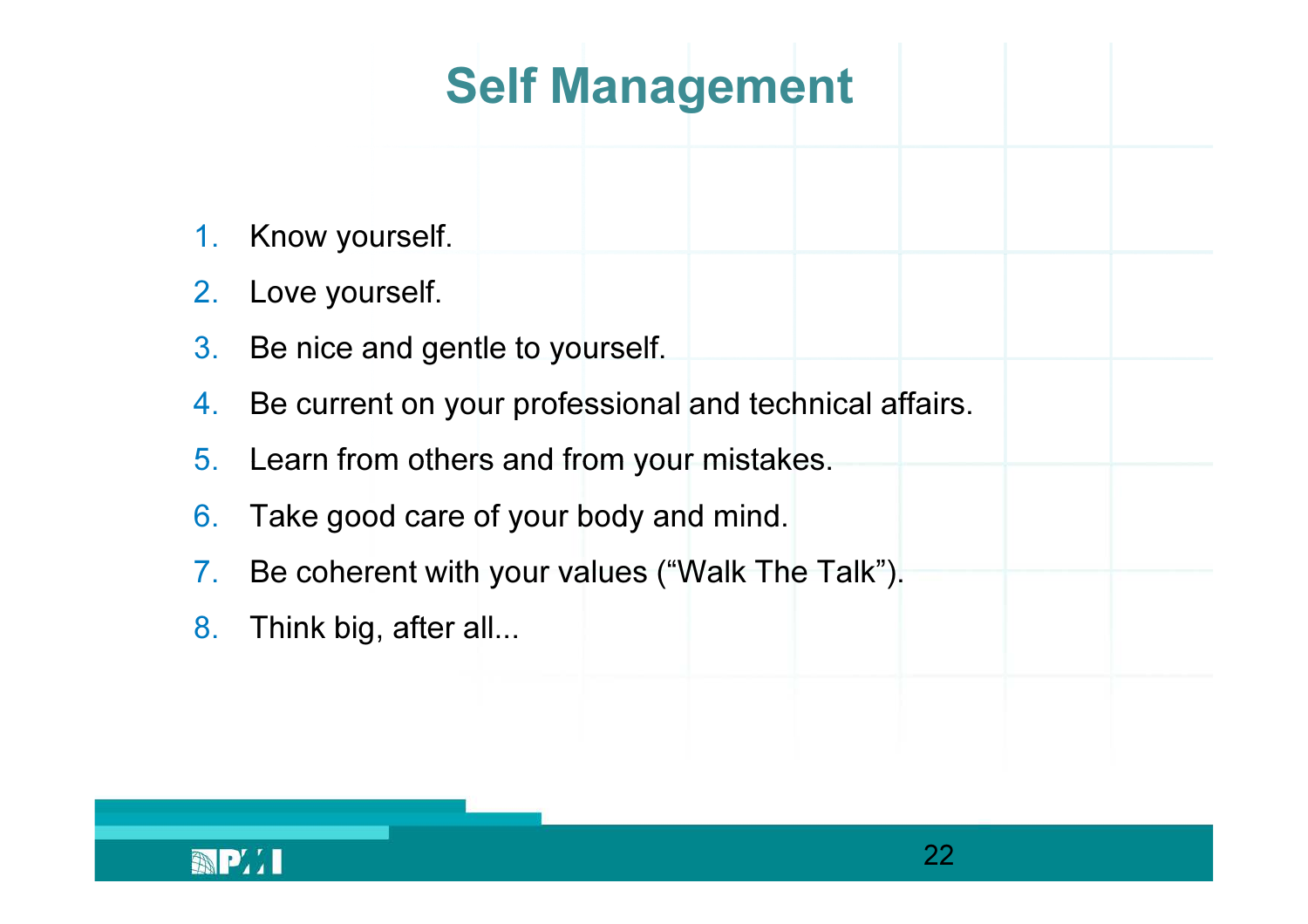# Self Management

1. Know yourself.
2. Love yourself.
3. Be nice and gentle to yourself.
4. Be current on your professional and technical affairs.
5. Learn from others and from your mistakes.
6. Take good care of your body and mind.
7. Be coherent with your values ("Walk The Talk").
8. Think big, after all...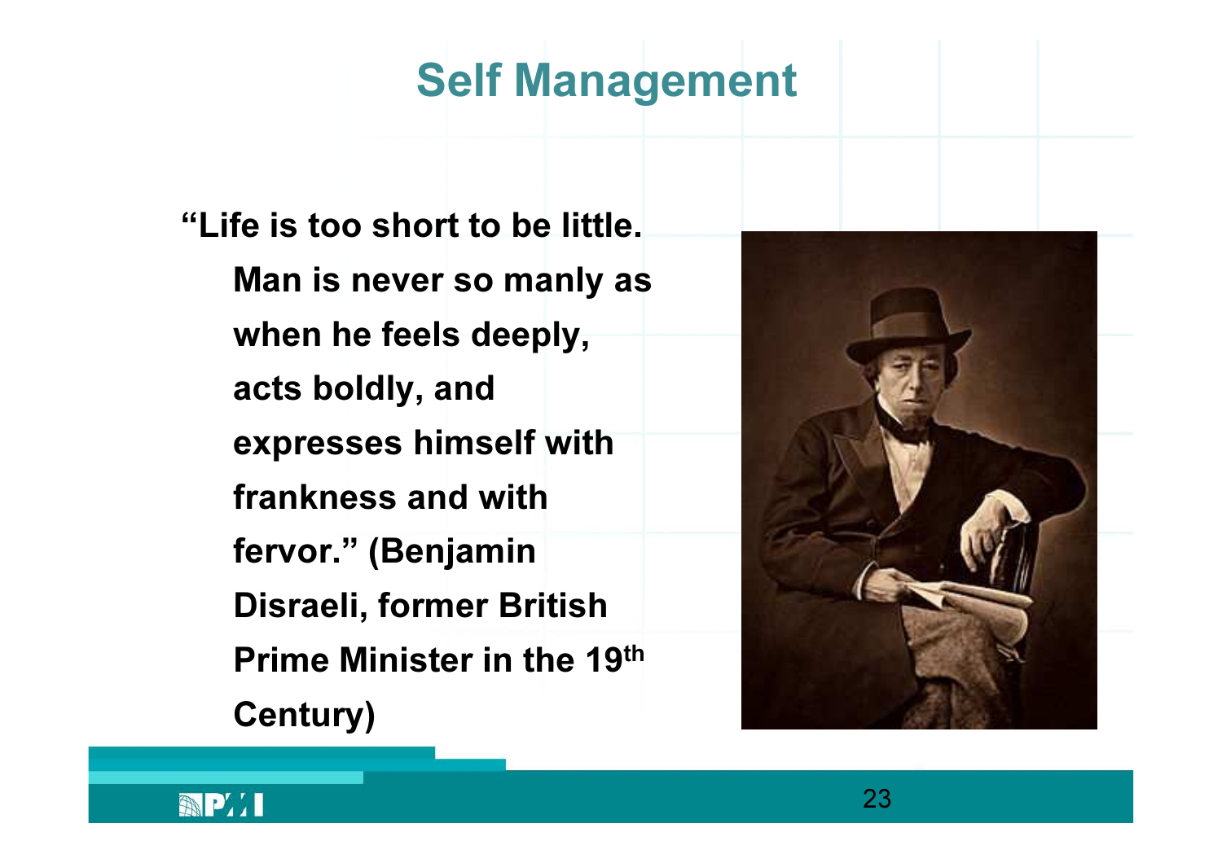# Self Management

**"Life is too short to be little. Man is never so manly as when he feels deeply, acts boldly, and expresses himself with frankness and with fervor." (Benjamin Disraeli, former British Prime Minister in the 19th Century)**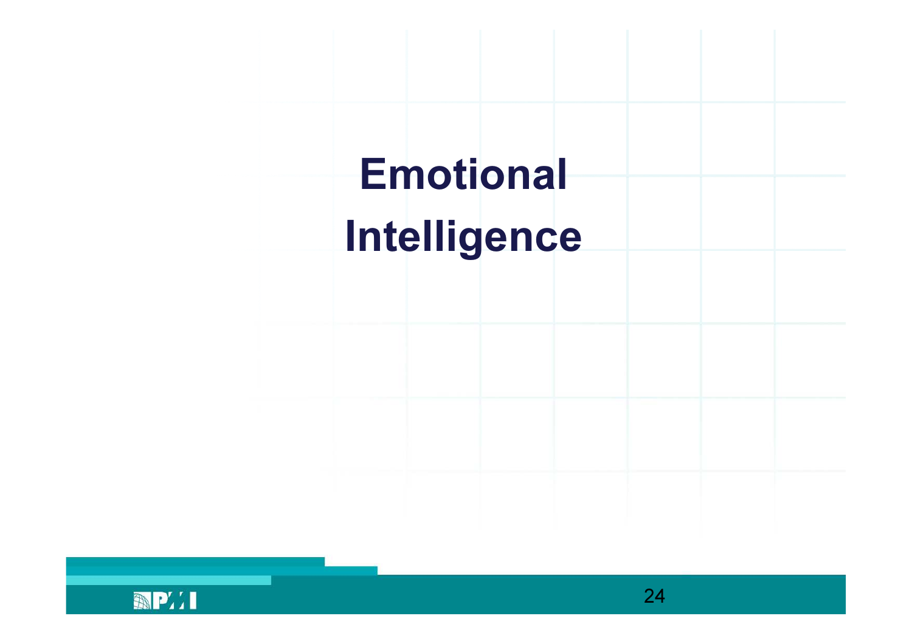# Emotional Intelligence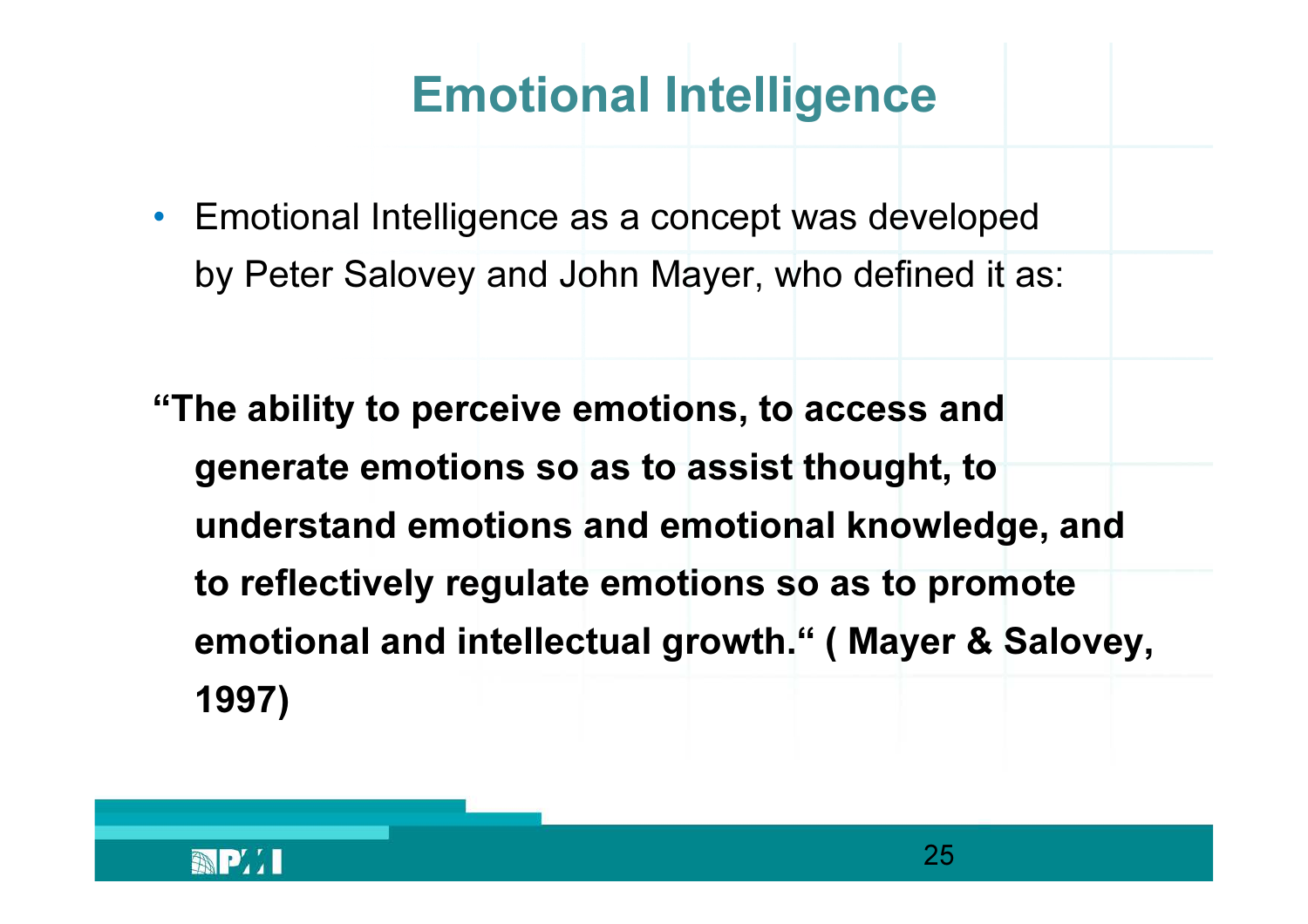# Emotional Intelligence

- Emotional Intelligence as a concept was developed by Peter Salovey and John Mayer, who defined it as:

**"The ability to perceive emotions, to access and generate emotions so as to assist thought, to understand emotions and emotional knowledge, and to reflectively regulate emotions so as to promote emotional and intellectual growth." ( Mayer & Salovey, 1997)**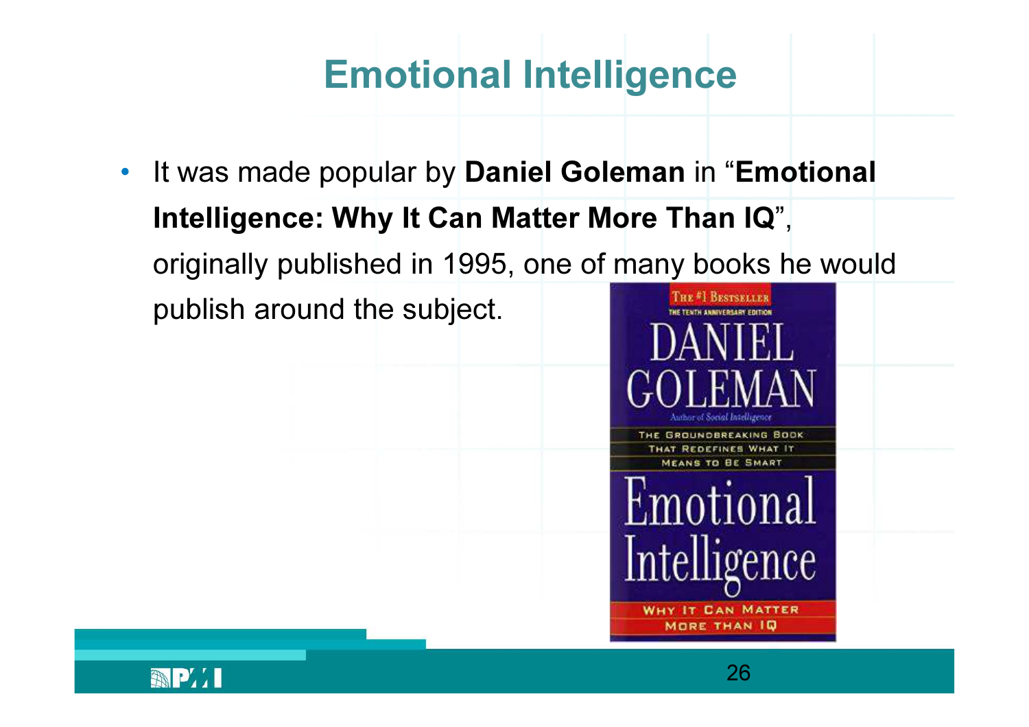# Emotional Intelligence

- It was made popular by **Daniel Goleman** in "**Emotional Intelligence: Why It Can Matter More Than IQ**", originally published in 1995, one of many books he would publish around the subject.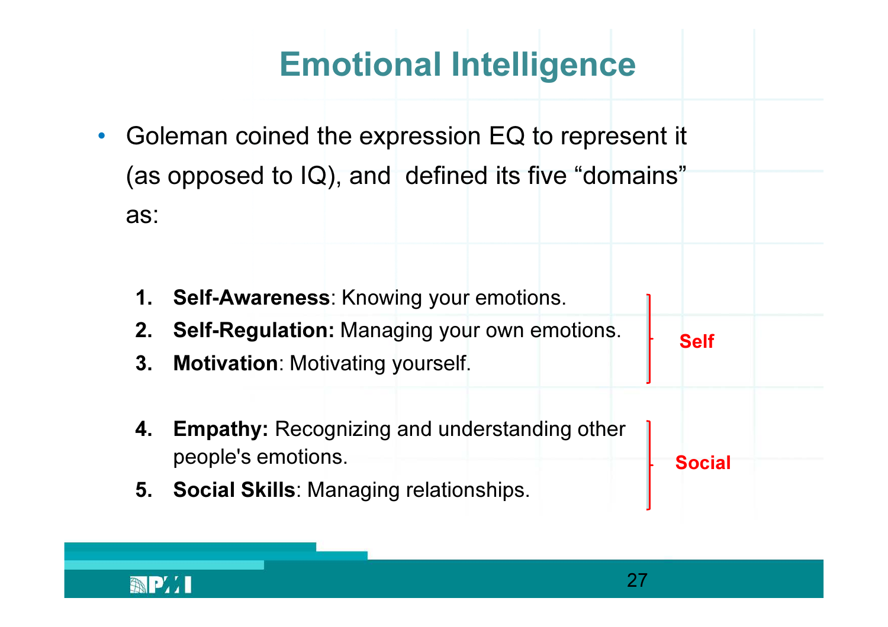# Emotional Intelligence

- Goleman coined the expression EQ to represent it (as opposed to IQ), and defined its five "domains" as:

**Self**

1. **Self-Awareness**: Knowing your emotions.
2. **Self-Regulation:** Managing your own emotions.
3. **Motivation**: Motivating yourself.

**Social**

4. **Empathy:** Recognizing and understanding other people's emotions.
5. **Social Skills**: Managing relationships.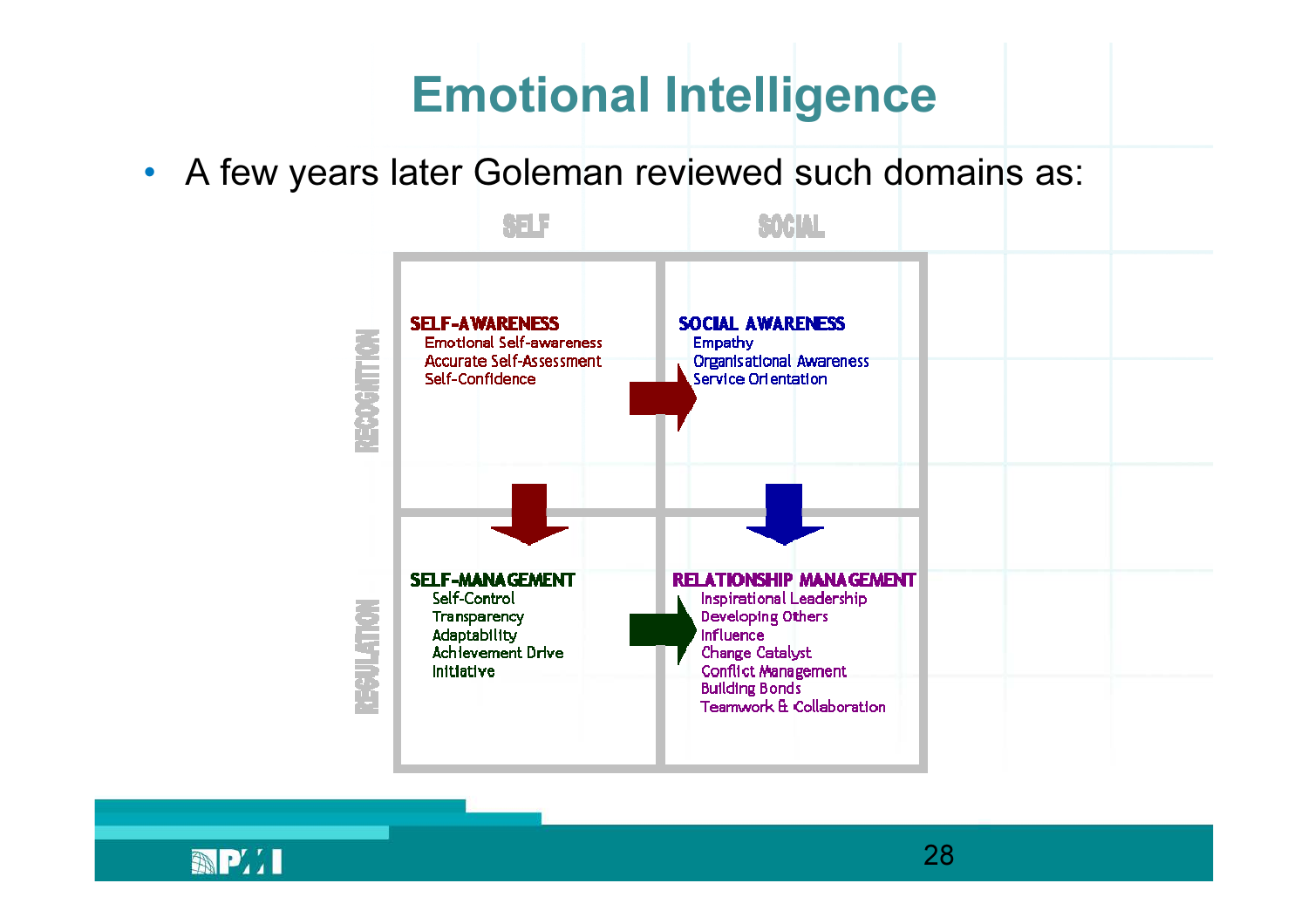# Emotional Intelligence

- A few years later Goleman reviewed such domains as:

| | SELF | SOCIAL |
|---|---|---|
| RECOGNITION | **SELF-AWARENESS**<br>Emotional Self-awareness<br>Accurate Self-Assessment<br>Self-Confidence | **SOCIAL AWARENESS**<br>Empathy<br>Organisational Awareness<br>Service Orientation |
| REGULATION | **SELF-MANAGEMENT**<br>Self-Control<br>Transparency<br>Adaptability<br>Achievement Drive<br>Initiative | **RELATIONSHIP MANAGEMENT**<br>Inspirational Leadership<br>Developing Others<br>Influence<br>Change Catalyst<br>Conflict Management<br>Building Bonds<br>Teamwork & Collaboration |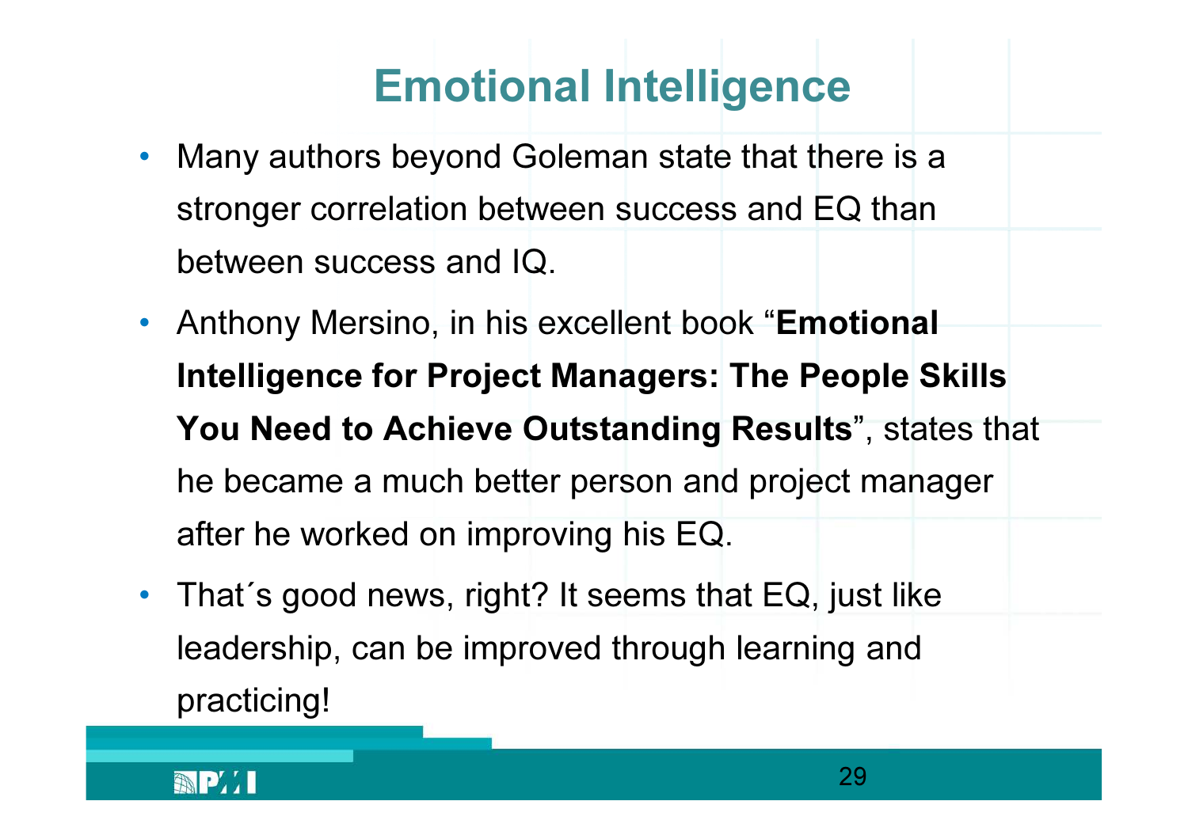# Emotional Intelligence

- Many authors beyond Goleman state that there is a stronger correlation between success and EQ than between success and IQ.
- Anthony Mersino, in his excellent book "**Emotional Intelligence for Project Managers: The People Skills You Need to Achieve Outstanding Results**", states that he became a much better person and project manager after he worked on improving his EQ.
- That´s good news, right? It seems that EQ, just like leadership, can be improved through learning and practicing!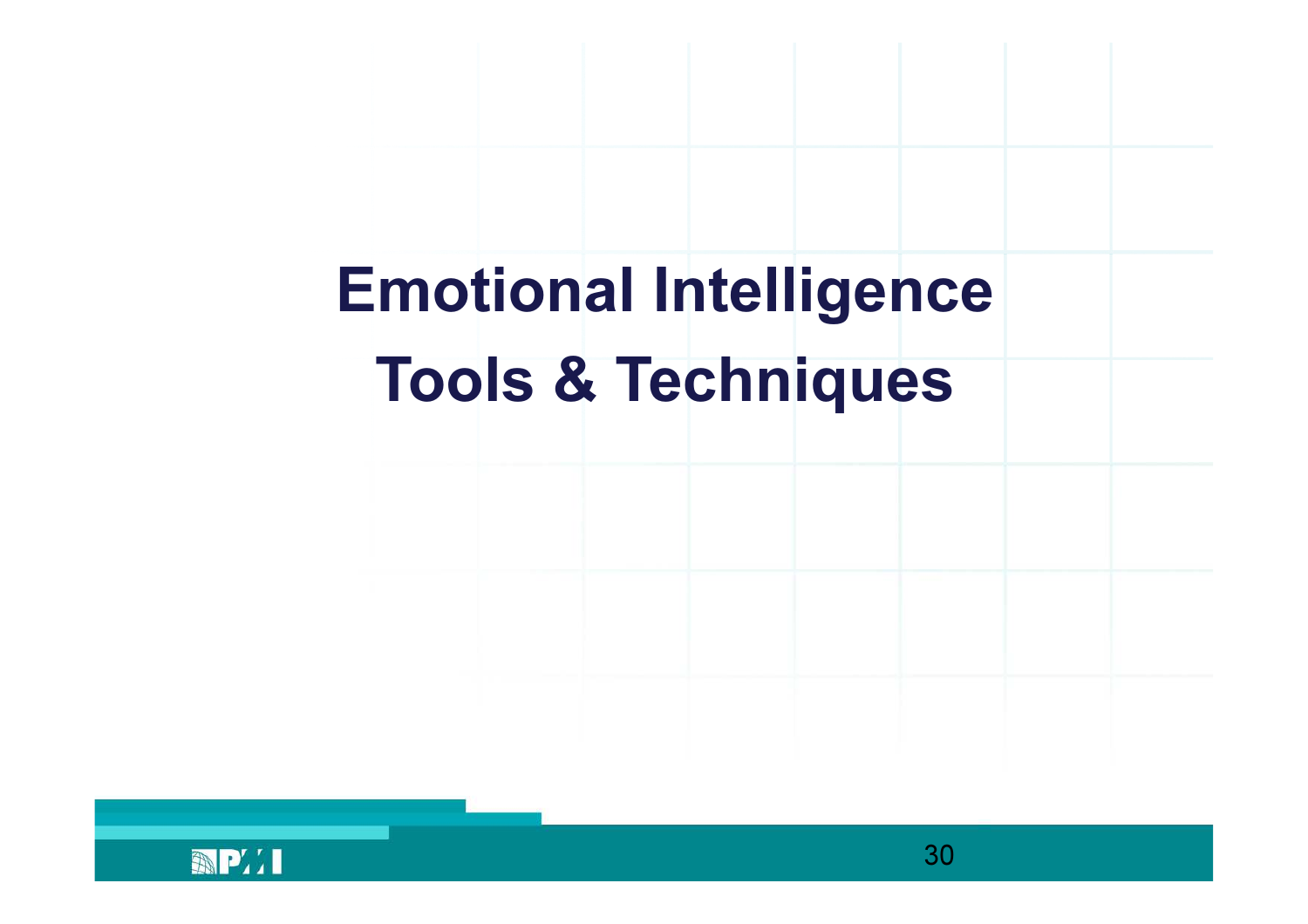# Emotional Intelligence Tools & Techniques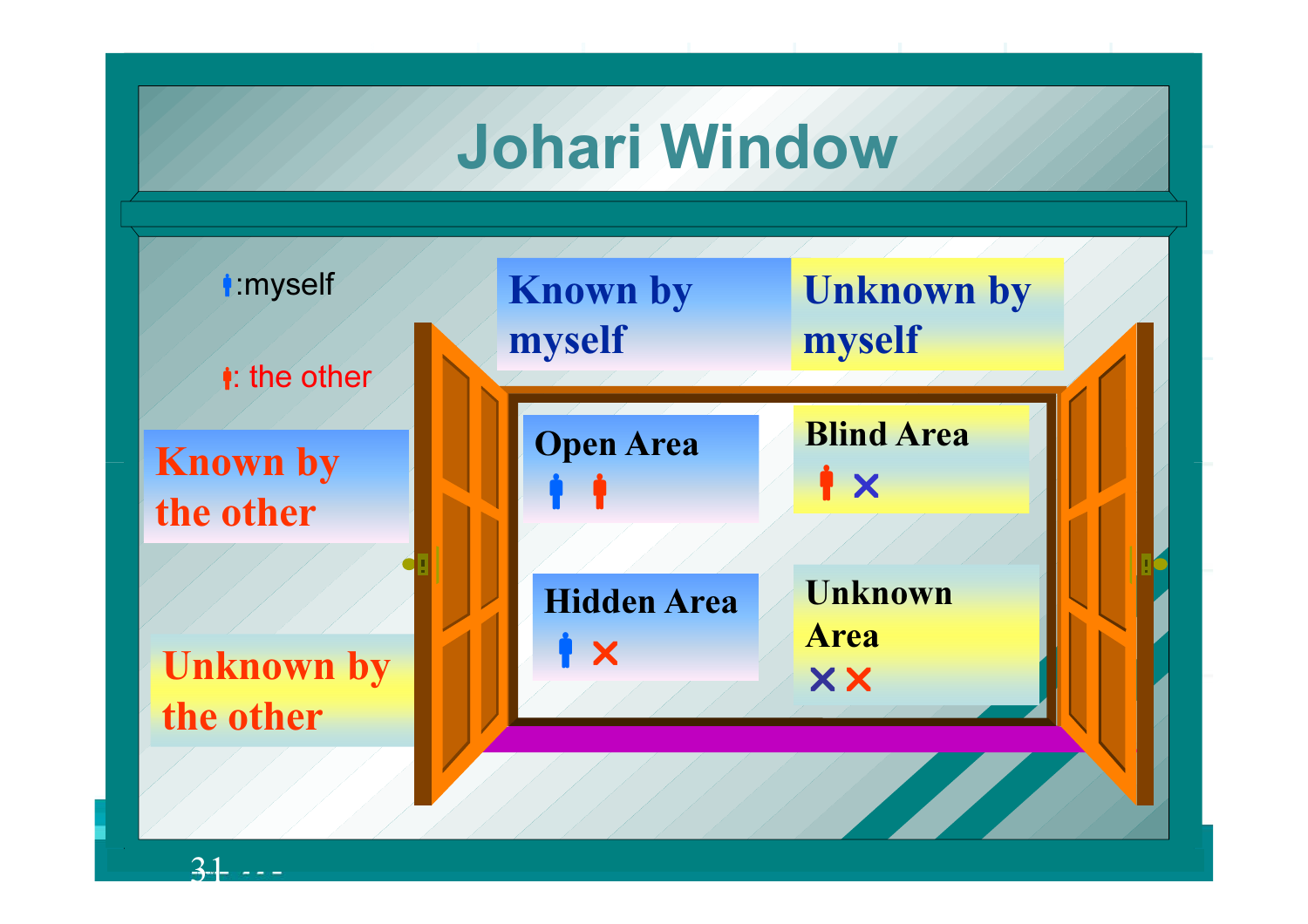# Johari Window

🔵:myself

🔴: the other

| | Known by myself | Unknown by myself |
|---|---|---|
| Known by the other | Open Area 🔵 🔴 | Blind Area 🔴 ✕ |
| Unknown by the other | Hidden Area 🔵 ✕ | Unknown Area ✕ ✕ |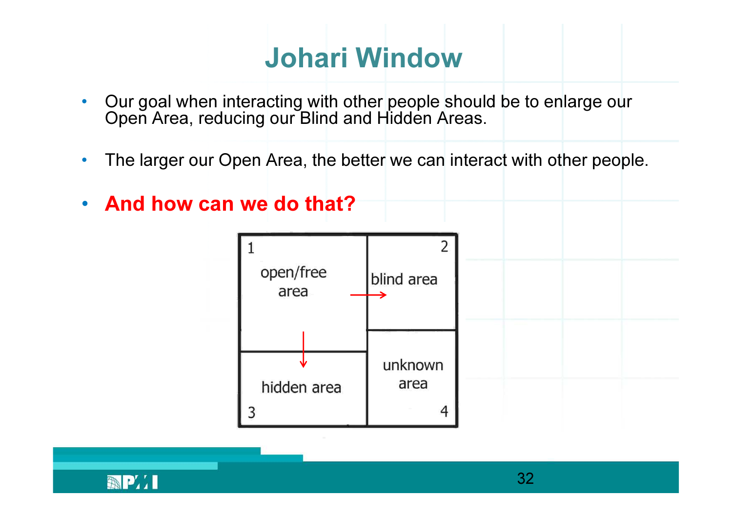# Johari Window

- Our goal when interacting with other people should be to enlarge our Open Area, reducing our Blind and Hidden Areas.
- The larger our Open Area, the better we can interact with other people.
- **And how can we do that?**

| 1 open/free area | 2 blind area |
| --- | --- |
| 3 hidden area | 4 unknown area |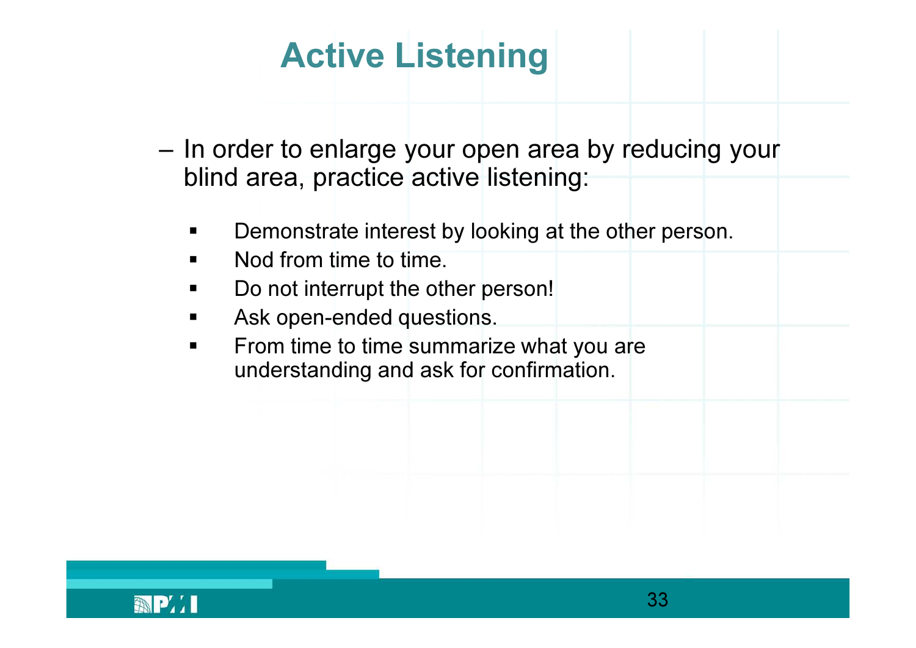# Active Listening

- In order to enlarge your open area by reducing your blind area, practice active listening:
  - Demonstrate interest by looking at the other person.
  - Nod from time to time.
  - Do not interrupt the other person!
  - Ask open-ended questions.
  - From time to time summarize what you are understanding and ask for confirmation.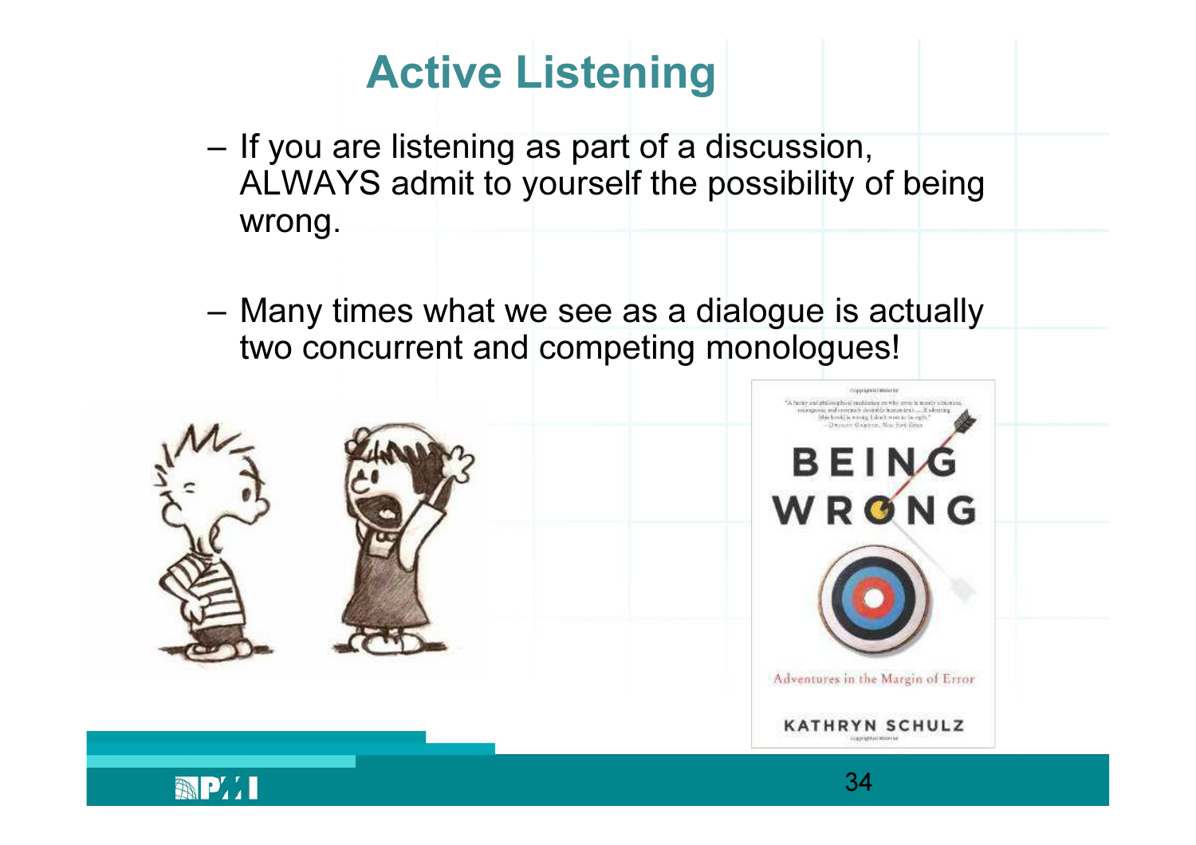# Active Listening

- If you are listening as part of a discussion, ALWAYS admit to yourself the possibility of being wrong.

- Many times what we see as a dialogue is actually two concurrent and competing monologues!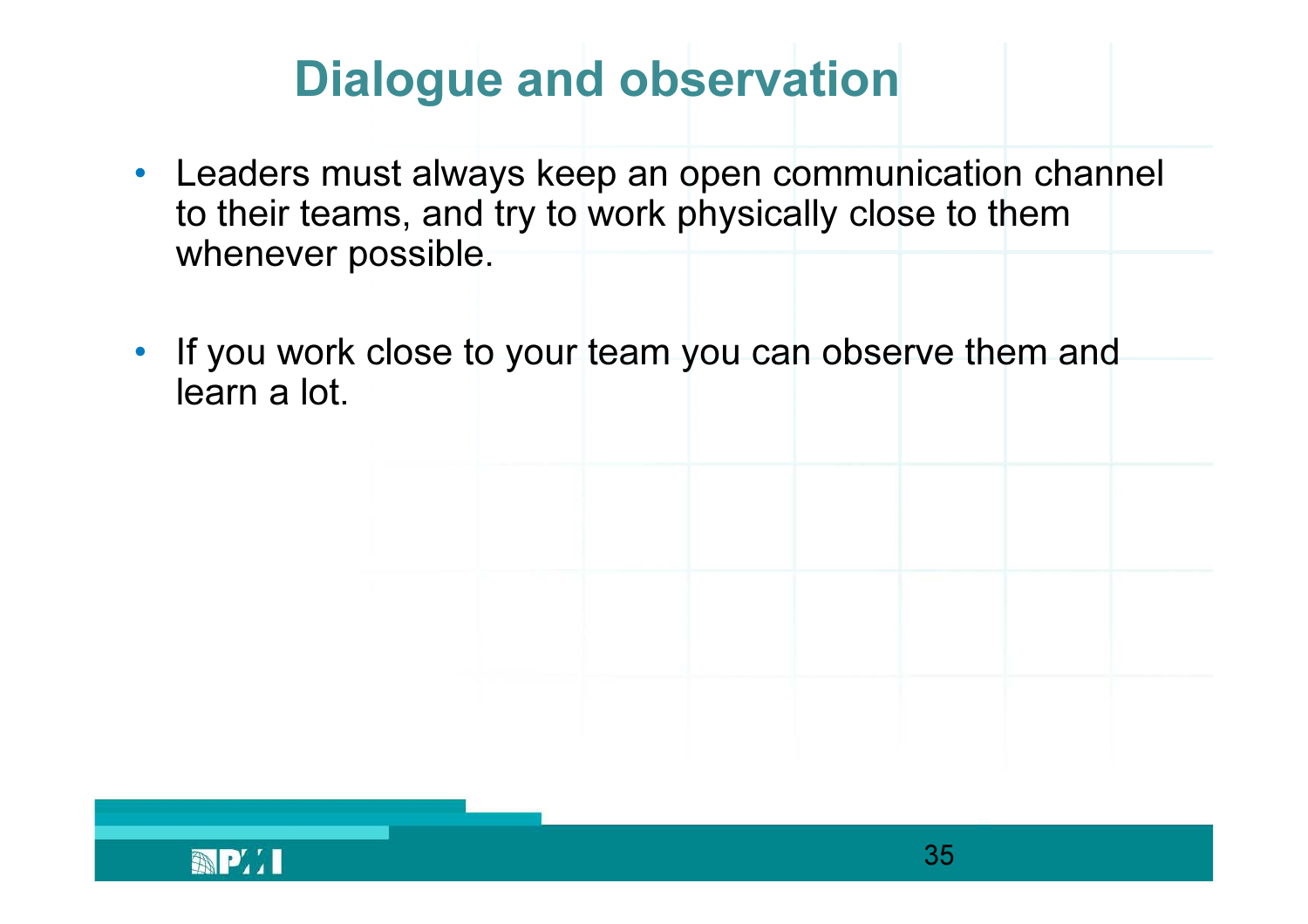# Dialogue and observation

- Leaders must always keep an open communication channel to their teams, and try to work physically close to them whenever possible.
- If you work close to your team you can observe them and learn a lot.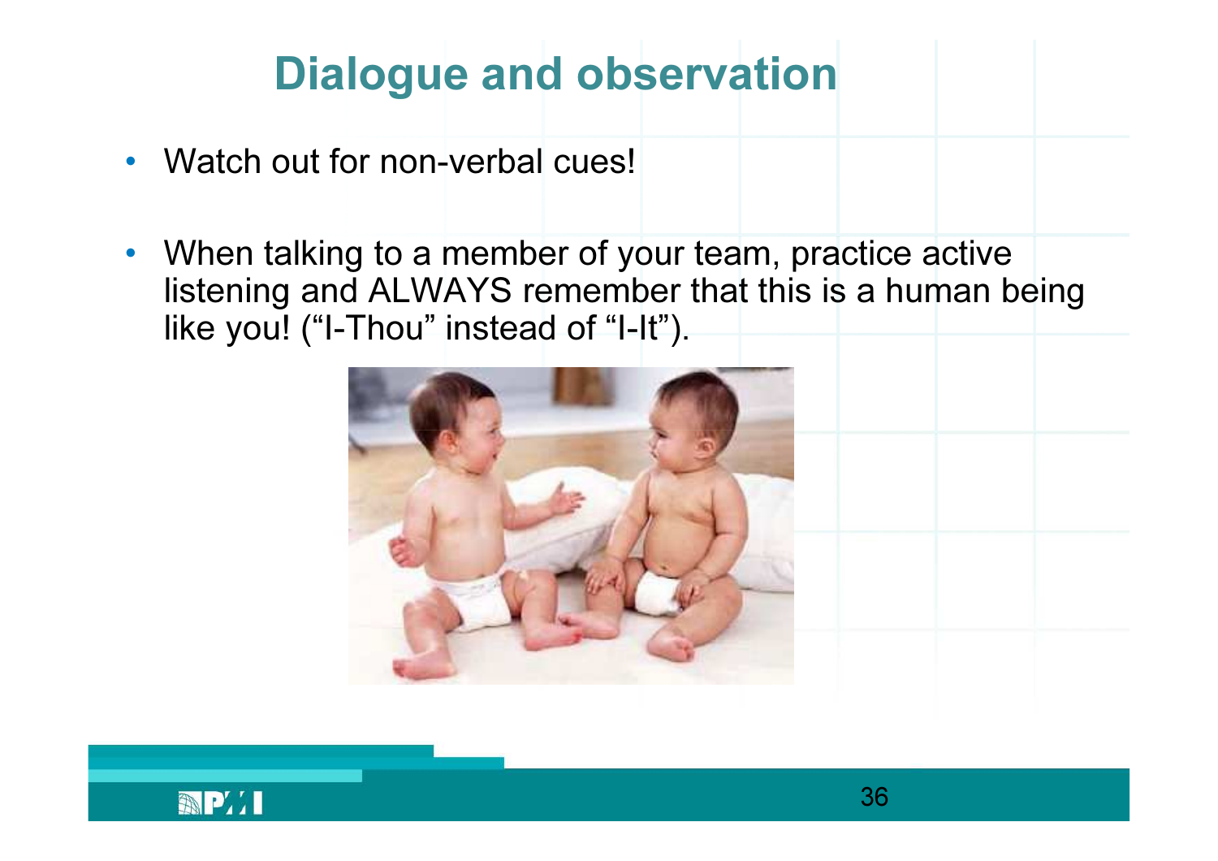# Dialogue and observation

- Watch out for non-verbal cues!
- When talking to a member of your team, practice active listening and ALWAYS remember that this is a human being like you! (“I-Thou” instead of “I-It”).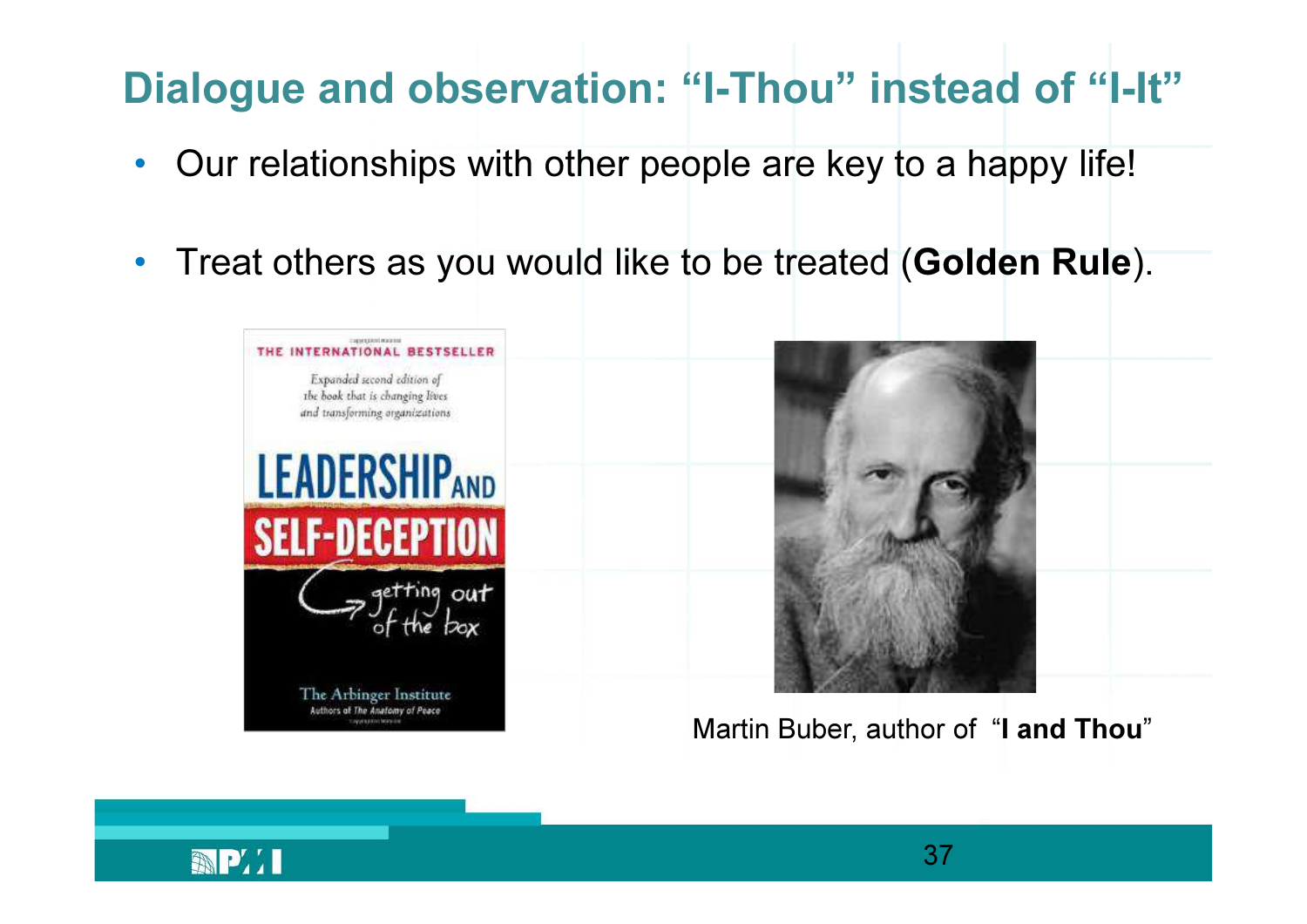# Dialogue and observation: "I-Thou" instead of "I-It"

- Our relationships with other people are key to a happy life!
- Treat others as you would like to be treated (**Golden Rule**).

Martin Buber, author of "**I and Thou**"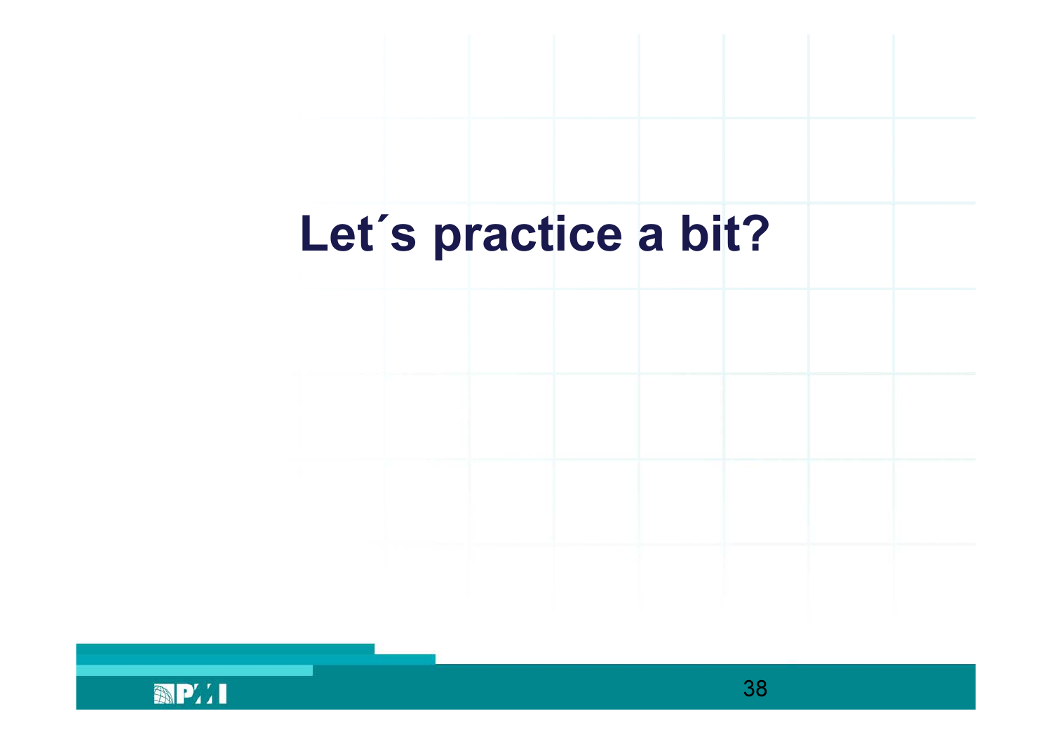# Let´s practice a bit?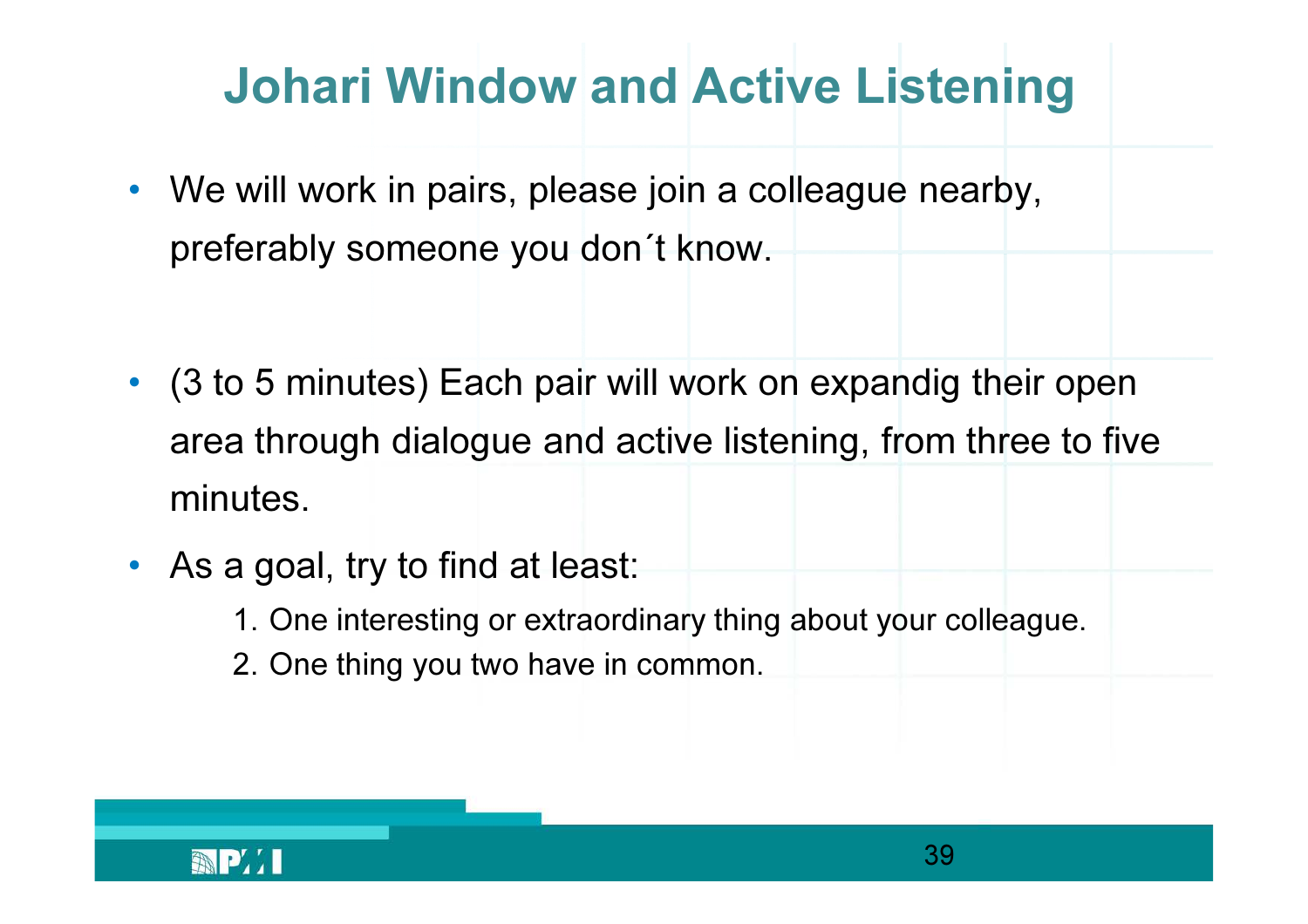# Johari Window and Active Listening

- We will work in pairs, please join a colleague nearby, preferably someone you don´t know.

- (3 to 5 minutes) Each pair will work on expandig their open area through dialogue and active listening, from three to five minutes.
- As a goal, try to find at least:
  1. One interesting or extraordinary thing about your colleague.
  2. One thing you two have in common.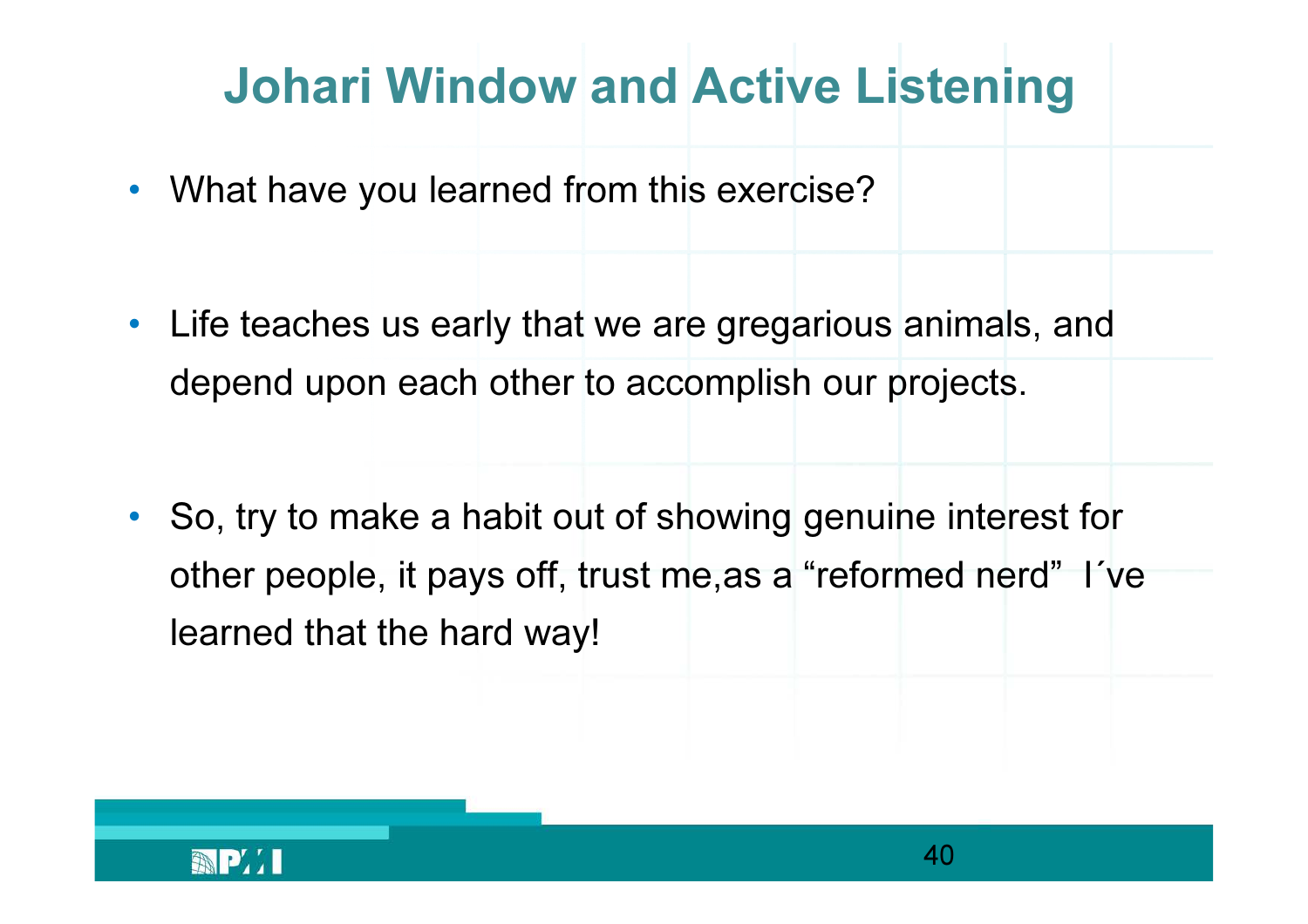# Johari Window and Active Listening

- What have you learned from this exercise?

- Life teaches us early that we are gregarious animals, and depend upon each other to accomplish our projects.

- So, try to make a habit out of showing genuine interest for other people, it pays off, trust me,as a “reformed nerd” I´ve learned that the hard way!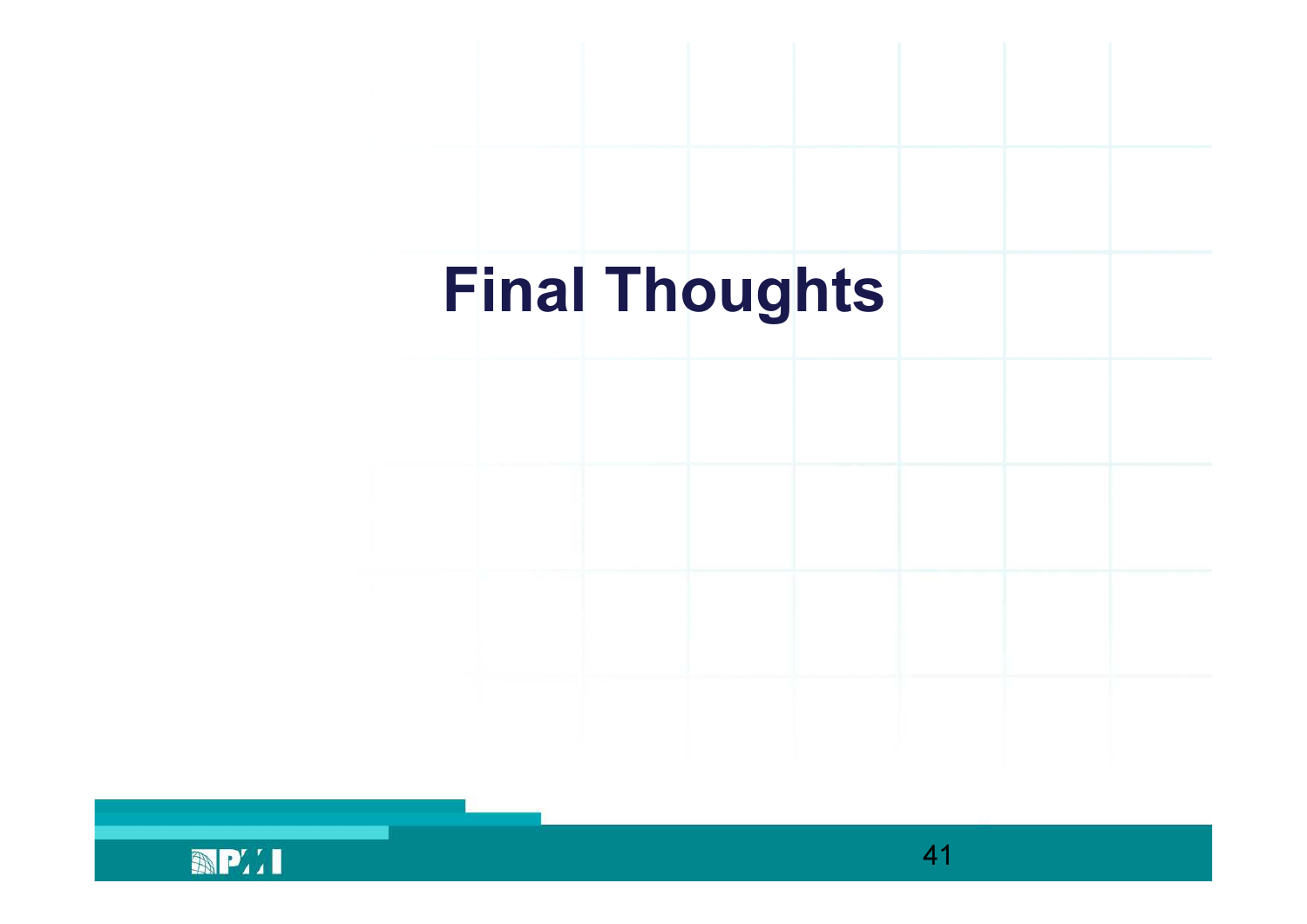# Final Thoughts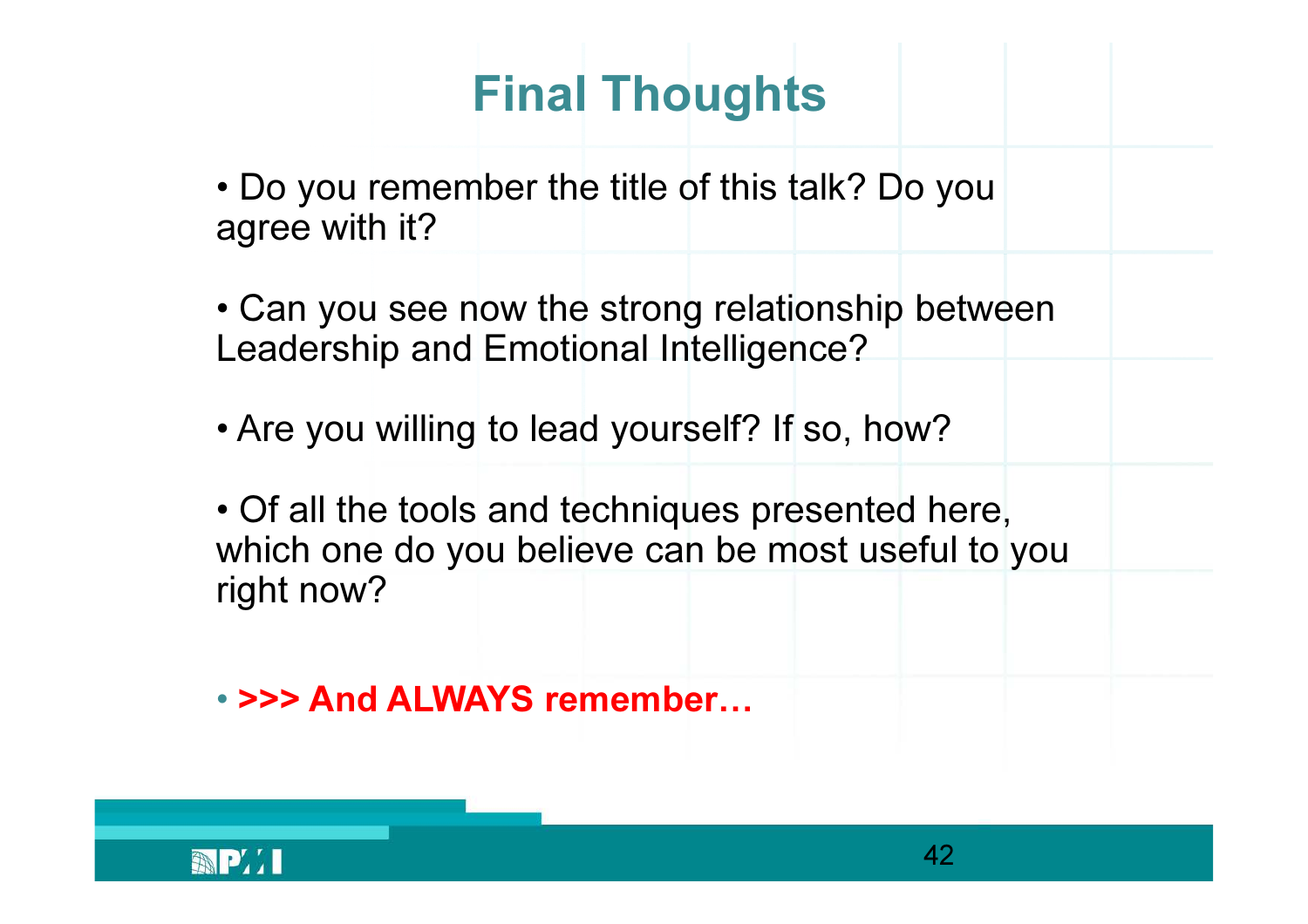# Final Thoughts

- Do you remember the title of this talk? Do you agree with it?

- Can you see now the strong relationship between Leadership and Emotional Intelligence?

- Are you willing to lead yourself? If so, how?

- Of all the tools and techniques presented here, which one do you believe can be most useful to you right now?

- **>>> And ALWAYS remember…**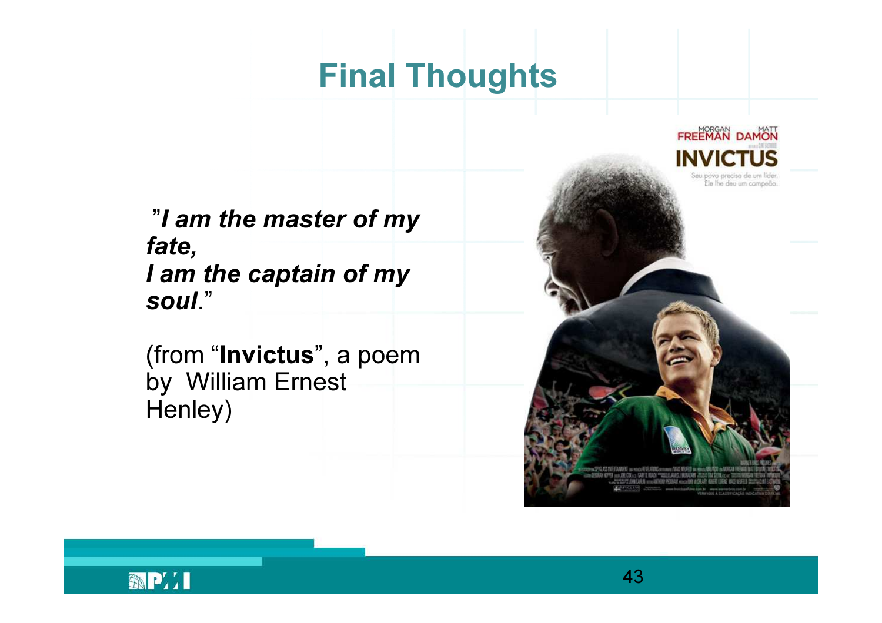# Final Thoughts

"*I am the master of my fate,*
*I am the captain of my soul*."

(from "**Invictus**", a poem by William Ernest Henley)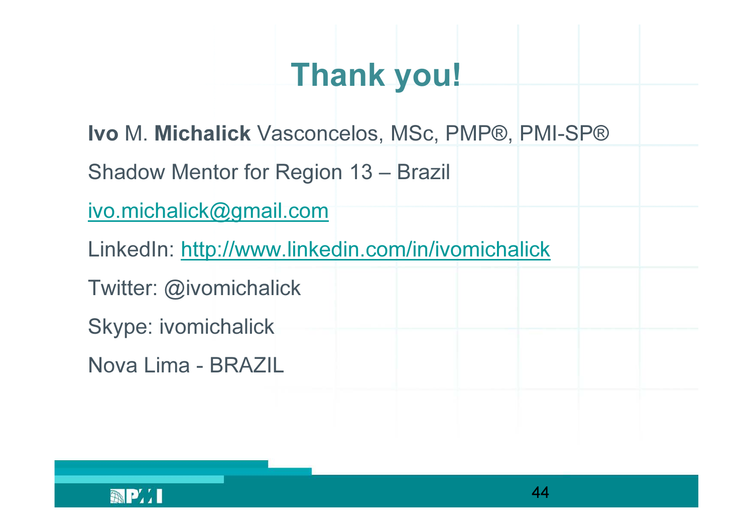# Thank you!

**Ivo** M. **Michalick** Vasconcelos, MSc, PMP®, PMI-SP®

Shadow Mentor for Region 13 – Brazil

ivo.michalick@gmail.com

LinkedIn: http://www.linkedin.com/in/ivomichalick

Twitter: @ivomichalick

Skype: ivomichalick

Nova Lima - BRAZIL